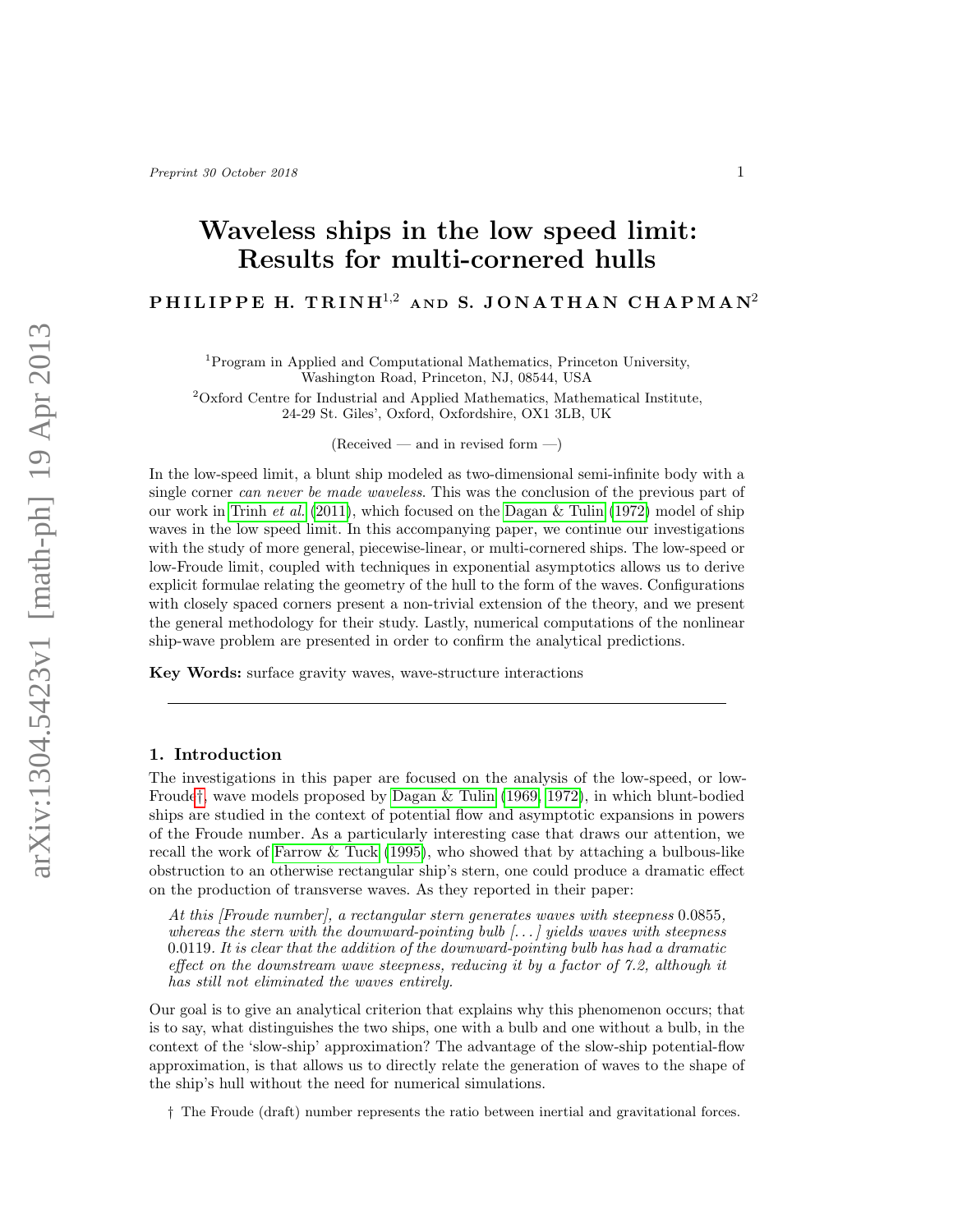# Waveless ships in the low speed limit: Results for multi-cornered hulls

**PHILIPPE H. TRINH**[1,2] **AND S. JONATHAN CHAPMAN**[2]

[1]Program in Applied and Computational Mathematics, Princeton University, Washington Road, Princeton, NJ, 08544, USA

[2]Oxford Centre for Industrial and Applied Mathematics, Mathematical Institute, 24-29 St. Giles', Oxford, Oxfordshire, OX1 3LB, UK

(Received — and in revised form —)

In the low-speed limit, a blunt ship modeled as two-dimensional semi-infinite body with a single corner *can never be made waveless*. This was the conclusion of the previous part of our work in Trinh *et al.* (2011), which focused on the Dagan & Tulin (1972) model of ship waves in the low speed limit. In this accompanying paper, we continue our investigations with the study of more general, piecewise-linear, or multi-cornered ships. The low-speed or low-Froude limit, coupled with techniques in exponential asymptotics allows us to derive explicit formulae relating the geometry of the hull to the form of the waves. Configurations with closely spaced corners present a non-trivial extension of the theory, and we present the general methodology for their study. Lastly, numerical computations of the nonlinear ship-wave problem are presented in order to confirm the analytical predictions.

**Key Words:** surface gravity waves, wave-structure interactions

## 1. Introduction

The investigations in this paper are focused on the analysis of the low-speed, or low-Froude†, wave models proposed by Dagan & Tulin (1969, 1972), in which blunt-bodied ships are studied in the context of potential flow and asymptotic expansions in powers of the Froude number. As a particularly interesting case that draws our attention, we recall the work of Farrow & Tuck (1995), who showed that by attaching a bulbous-like obstruction to an otherwise rectangular ship's stern, one could produce a dramatic effect on the production of transverse waves. As they reported in their paper:

> *At this [Froude number], a rectangular stern generates waves with steepness* 0.0855*, whereas the stern with the downward-pointing bulb [. . . ] yields waves with steepness* 0.0119*. It is clear that the addition of the downward-pointing bulb has had a dramatic effect on the downstream wave steepness, reducing it by a factor of 7.2, although it has still not eliminated the waves entirely.*

Our goal is to give an analytical criterion that explains why this phenomenon occurs; that is to say, what distinguishes the two ships, one with a bulb and one without a bulb, in the context of the 'slow-ship' approximation? The advantage of the slow-ship potential-flow approximation, is that allows us to directly relate the generation of waves to the shape of the ship's hull without the need for numerical simulations.

† The Froude (draft) number represents the ratio between inertial and gravitational forces.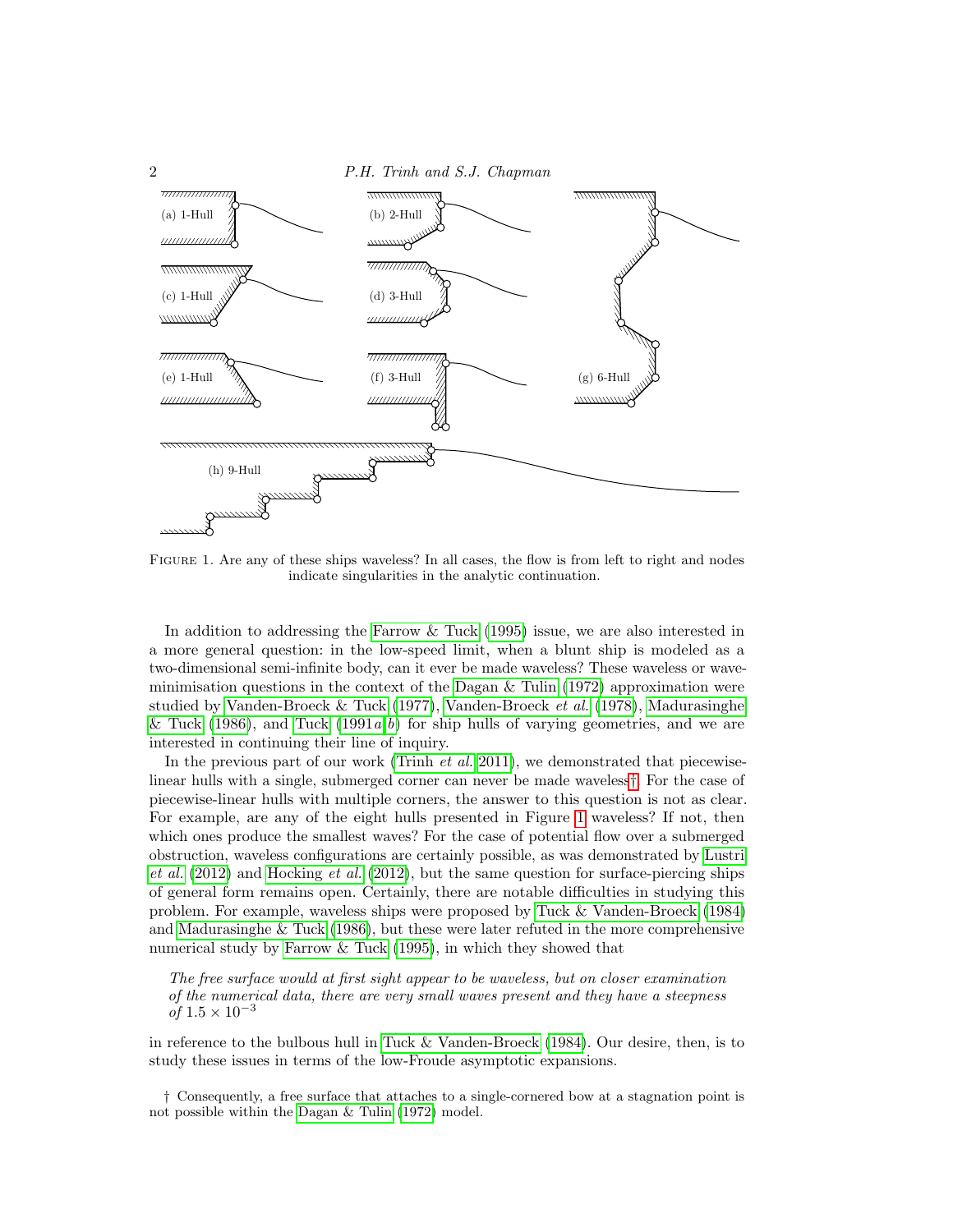FIGURE 1. Are any of these ships waveless? In all cases, the flow is from left to right and nodes indicate singularities in the analytic continuation.

In addition to addressing the Farrow & Tuck (1995) issue, we are also interested in a more general question: in the low-speed limit, when a blunt ship is modeled as a two-dimensional semi-infinite body, can it ever be made waveless? These waveless or wave-minimisation questions in the context of the Dagan & Tulin (1972) approximation were studied by Vanden-Broeck & Tuck (1977), Vanden-Broeck *et al.* (1978), Madurasinghe & Tuck (1986), and Tuck (1991*a*,*b*) for ship hulls of varying geometries, and we are interested in continuing their line of inquiry.

In the previous part of our work (Trinh *et al.* 2011), we demonstrated that piecewise-linear hulls with a single, submerged corner can never be made waveless†. For the case of piecewise-linear hulls with multiple corners, the answer to this question is not as clear. For example, are any of the eight hulls presented in Figure 1 waveless? If not, then which ones produce the smallest waves? For the case of potential flow over a submerged obstruction, waveless configurations are certainly possible, as was demonstrated by Lustri *et al.* (2012) and Hocking *et al.* (2012), but the same question for surface-piercing ships of general form remains open. Certainly, there are notable difficulties in studying this problem. For example, waveless ships were proposed by Tuck & Vanden-Broeck (1984) and Madurasinghe & Tuck (1986), but these were later refuted in the more comprehensive numerical study by Farrow & Tuck (1995), in which they showed that

> *The free surface would at first sight appear to be waveless, but on closer examination of the numerical data, there are very small waves present and they have a steepness of* $1.5 \times 10^{-3}$

in reference to the bulbous hull in Tuck & Vanden-Broeck (1984). Our desire, then, is to study these issues in terms of the low-Froude asymptotic expansions.

† Consequently, a free surface that attaches to a single-cornered bow at a stagnation point is not possible within the Dagan & Tulin (1972) model.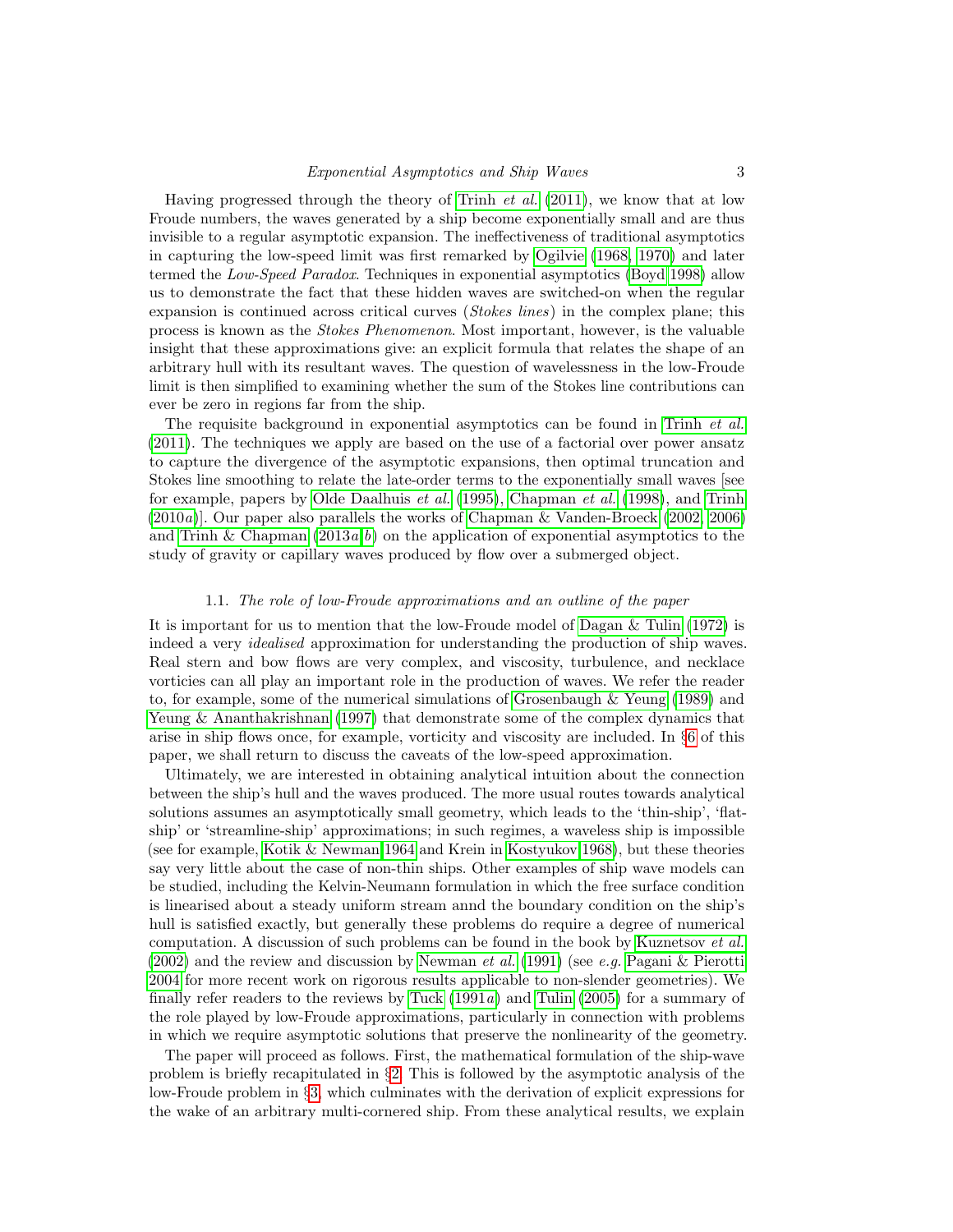Having progressed through the theory of Trinh *et al.* (2011), we know that at low Froude numbers, the waves generated by a ship become exponentially small and are thus invisible to a regular asymptotic expansion. The ineffectiveness of traditional asymptotics in capturing the low-speed limit was first remarked by Ogilvie (1968, 1970) and later termed the *Low-Speed Paradox*. Techniques in exponential asymptotics (Boyd 1998) allow us to demonstrate the fact that these hidden waves are switched-on when the regular expansion is continued across critical curves (*Stokes lines*) in the complex plane; this process is known as the *Stokes Phenomenon*. Most important, however, is the valuable insight that these approximations give: an explicit formula that relates the shape of an arbitrary hull with its resultant waves. The question of wavelessness in the low-Froude limit is then simplified to examining whether the sum of the Stokes line contributions can ever be zero in regions far from the ship.

The requisite background in exponential asymptotics can be found in Trinh *et al.* (2011). The techniques we apply are based on the use of a factorial over power ansatz to capture the divergence of the asymptotic expansions, then optimal truncation and Stokes line smoothing to relate the late-order terms to the exponentially small waves [see for example, papers by Olde Daalhuis *et al.* (1995), Chapman *et al.* (1998), and Trinh (2010*a*)]. Our paper also parallels the works of Chapman & Vanden-Broeck (2002, 2006) and Trinh & Chapman (2013*a*,*b*) on the application of exponential asymptotics to the study of gravity or capillary waves produced by flow over a submerged object.

### 1.1. *The role of low-Froude approximations and an outline of the paper*

It is important for us to mention that the low-Froude model of Dagan & Tulin (1972) is indeed a very *idealised* approximation for understanding the production of ship waves. Real stern and bow flows are very complex, and viscosity, turbulence, and necklace vorticies can all play an important role in the production of waves. We refer the reader to, for example, some of the numerical simulations of Grosenbaugh & Yeung (1989) and Yeung & Ananthakrishnan (1997) that demonstrate some of the complex dynamics that arise in ship flows once, for example, vorticity and viscosity are included. In §6 of this paper, we shall return to discuss the caveats of the low-speed approximation.

Ultimately, we are interested in obtaining analytical intuition about the connection between the ship's hull and the waves produced. The more usual routes towards analytical solutions assumes an asymptotically small geometry, which leads to the 'thin-ship', 'flat-ship' or 'streamline-ship' approximations; in such regimes, a waveless ship is impossible (see for example, Kotik & Newman 1964 and Krein in Kostyukov 1968), but these theories say very little about the case of non-thin ships. Other examples of ship wave models can be studied, including the Kelvin-Neumann formulation in which the free surface condition is linearised about a steady uniform stream annd the boundary condition on the ship's hull is satisfied exactly, but generally these problems do require a degree of numerical computation. A discussion of such problems can be found in the book by Kuznetsov *et al.* (2002) and the review and discussion by Newman *et al.* (1991) (see *e.g.* Pagani & Pierotti 2004 for more recent work on rigorous results applicable to non-slender geometries). We finally refer readers to the reviews by Tuck (1991*a*) and Tulin (2005) for a summary of the role played by low-Froude approximations, particularly in connection with problems in which we require asymptotic solutions that preserve the nonlinearity of the geometry.

The paper will proceed as follows. First, the mathematical formulation of the ship-wave problem is briefly recapitulated in §2. This is followed by the asymptotic analysis of the low-Froude problem in §3, which culminates with the derivation of explicit expressions for the wake of an arbitrary multi-cornered ship. From these analytical results, we explain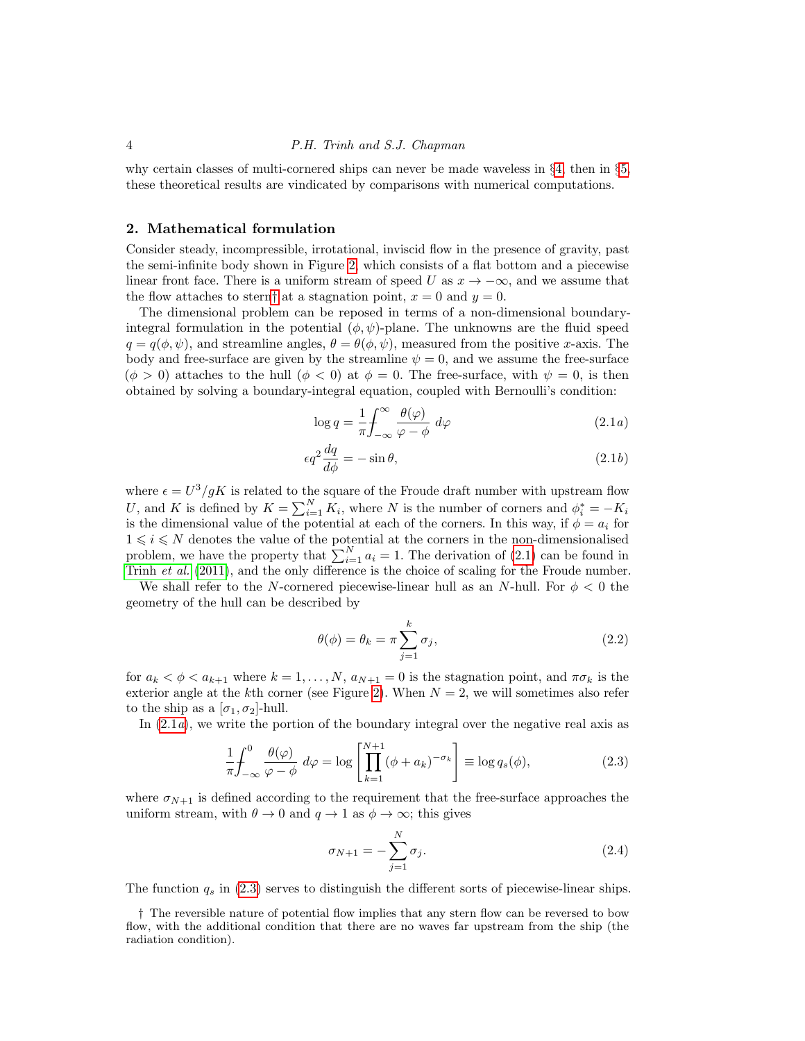why certain classes of multi-cornered ships can never be made waveless in §4; then in §5, these theoretical results are vindicated by comparisons with numerical computations.

## 2. Mathematical formulation

Consider steady, incompressible, irrotational, inviscid flow in the presence of gravity, past the semi-infinite body shown in Figure 2, which consists of a flat bottom and a piecewise linear front face. There is a uniform stream of speed $U$ as $x \to -\infty$, and we assume that the flow attaches to stern† at a stagnation point, $x = 0$ and $y = 0$.

The dimensional problem can be reposed in terms of a non-dimensional boundary-integral formulation in the potential $(\phi, \psi)$-plane. The unknowns are the fluid speed $q = q(\phi, \psi)$, and streamline angles, $\theta = \theta(\phi, \psi)$, measured from the positive $x$-axis. The body and free-surface are given by the streamline $\psi = 0$, and we assume the free-surface $(\phi > 0)$ attaches to the hull $(\phi < 0)$ at $\phi = 0$. The free-surface, with $\psi = 0$, is then obtained by solving a boundary-integral equation, coupled with Bernoulli's condition:

$$\log q = \frac{1}{\pi} \fint_{-\infty}^{\infty} \frac{\theta(\varphi)}{\varphi - \phi} \, d\varphi \tag{2.1$a$}$$

$$\epsilon q^2 \frac{dq}{d\phi} = -\sin\theta, \tag{2.1$b$}$$

where $\epsilon = U^3/gK$ is related to the square of the Froude draft number with upstream flow $U$, and $K$ is defined by $K = \sum_{i=1}^{N} K_i$, where $N$ is the number of corners and $\phi_i^* = -K_i$ is the dimensional value of the potential at each of the corners. In this way, if $\phi = a_i$ for $1 \leqslant i \leqslant N$ denotes the value of the potential at the corners in the non-dimensionalised problem, we have the property that $\sum_{i=1}^{N} a_i = 1$. The derivation of (2.1) can be found in Trinh *et al.* (2011), and the only difference is the choice of scaling for the Froude number.

We shall refer to the $N$-cornered piecewise-linear hull as an $N$-hull. For $\phi < 0$ the geometry of the hull can be described by

$$\theta(\phi) = \theta_k = \pi \sum_{j=1}^{k} \sigma_j, \tag{2.2}$$

for $a_k < \phi < a_{k+1}$ where $k = 1, \ldots, N$, $a_{N+1} = 0$ is the stagnation point, and $\pi\sigma_k$ is the exterior angle at the $k$th corner (see Figure 2). When $N = 2$, we will sometimes also refer to the ship as a $[\sigma_1, \sigma_2]$-hull.

In (2.1$a$), we write the portion of the boundary integral over the negative real axis as

$$\frac{1}{\pi} \fint_{-\infty}^{0} \frac{\theta(\varphi)}{\varphi - \phi} \, d\varphi = \log \left[ \prod_{k=1}^{N+1} (\phi + a_k)^{-\sigma_k} \right] \equiv \log q_s(\phi), \tag{2.3}$$

where $\sigma_{N+1}$ is defined according to the requirement that the free-surface approaches the uniform stream, with $\theta \to 0$ and $q \to 1$ as $\phi \to \infty$; this gives

$$\sigma_{N+1} = -\sum_{j=1}^{N} \sigma_j. \tag{2.4}$$

The function $q_s$ in (2.3) serves to distinguish the different sorts of piecewise-linear ships.

† The reversible nature of potential flow implies that any stern flow can be reversed to bow flow, with the additional condition that there are no waves far upstream from the ship (the radiation condition).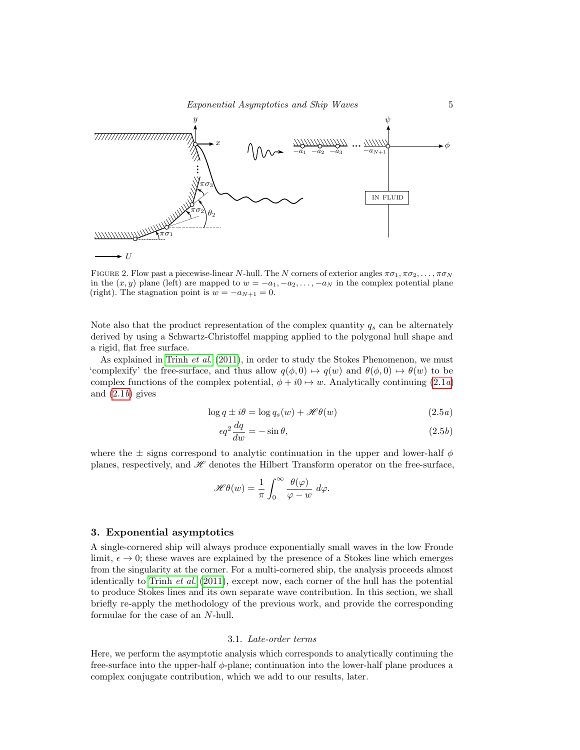FIGURE 2. Flow past a piecewise-linear $N$-hull. The $N$ corners of exterior angles $\pi\sigma_1, \pi\sigma_2, \ldots, \pi\sigma_N$ in the $(x, y)$ plane (left) are mapped to $w = -a_1, -a_2, \ldots, -a_N$ in the complex potential plane (right). The stagnation point is $w = -a_{N+1} = 0$.

Note also that the product representation of the complex quantity $q_s$ can be alternately derived by using a Schwartz-Christoffel mapping applied to the polygonal hull shape and a rigid, flat free surface.

As explained in Trinh *et al.* (2011), in order to study the Stokes Phenomenon, we must 'complexify' the free-surface, and thus allow $q(\phi, 0) \mapsto q(w)$ and $\theta(\phi, 0) \mapsto \theta(w)$ to be complex functions of the complex potential, $\phi + i0 \mapsto w$. Analytically continuing (2.1*a*) and (2.1*b*) gives

$$\log q \pm i\theta = \log q_s(w) + \mathscr{H}\theta(w) \tag{2.5$a$}$$

$$\epsilon q^2 \frac{dq}{dw} = -\sin\theta, \tag{2.5$b$}$$

where the $\pm$ signs correspond to analytic continuation in the upper and lower-half $\phi$ planes, respectively, and $\mathscr{H}$ denotes the Hilbert Transform operator on the free-surface,

$$\mathscr{H}\theta(w) = \frac{1}{\pi}\int_0^\infty \frac{\theta(\varphi)}{\varphi - w}\, d\varphi.$$

## 3. Exponential asymptotics

A single-cornered ship will always produce exponentially small waves in the low Froude limit, $\epsilon \to 0$; these waves are explained by the presence of a Stokes line which emerges from the singularity at the corner. For a multi-cornered ship, the analysis proceeds almost identically to Trinh *et al.* (2011), except now, each corner of the hull has the potential to produce Stokes lines and its own separate wave contribution. In this section, we shall briefly re-apply the methodology of the previous work, and provide the corresponding formulae for the case of an $N$-hull.

### 3.1. *Late-order terms*

Here, we perform the asymptotic analysis which corresponds to analytically continuing the free-surface into the upper-half $\phi$-plane; continuation into the lower-half plane produces a complex conjugate contribution, which we add to our results, later.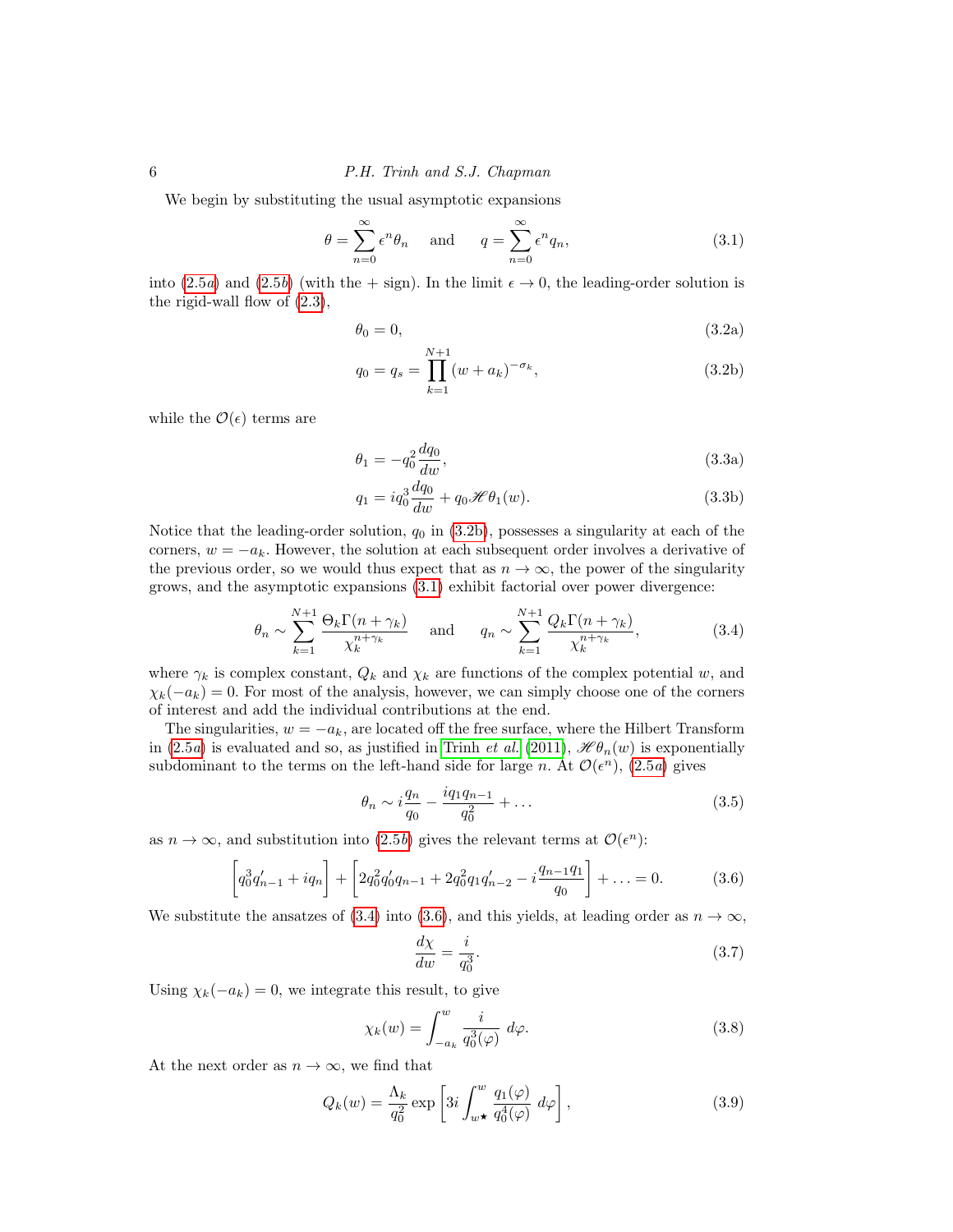We begin by substituting the usual asymptotic expansions

$$\theta = \sum_{n=0}^{\infty} \epsilon^n \theta_n \quad \text{and} \quad q = \sum_{n=0}^{\infty} \epsilon^n q_n, \tag{3.1}$$

into (2.5*a*) and (2.5*b*) (with the + sign). In the limit $\epsilon \to 0$, the leading-order solution is the rigid-wall flow of (2.3),

$$\theta_0 = 0, \tag{3.2a}$$

$$q_0 = q_s = \prod_{k=1}^{N+1} (w + a_k)^{-\sigma_k}, \tag{3.2b}$$

while the $\mathcal{O}(\epsilon)$ terms are

$$\theta_1 = -q_0^2 \frac{dq_0}{dw}, \tag{3.3a}$$

$$q_1 = i q_0^3 \frac{dq_0}{dw} + q_0 \mathscr{H}\theta_1(w). \tag{3.3b}$$

Notice that the leading-order solution, $q_0$ in (3.2b), possesses a singularity at each of the corners, $w = -a_k$. However, the solution at each subsequent order involves a derivative of the previous order, so we would thus expect that as $n \to \infty$, the power of the singularity grows, and the asymptotic expansions (3.1) exhibit factorial over power divergence:

$$\theta_n \sim \sum_{k=1}^{N+1} \frac{\Theta_k \Gamma(n + \gamma_k)}{\chi_k^{n+\gamma_k}} \quad \text{and} \quad q_n \sim \sum_{k=1}^{N+1} \frac{Q_k \Gamma(n + \gamma_k)}{\chi_k^{n+\gamma_k}}, \tag{3.4}$$

where $\gamma_k$ is complex constant, $Q_k$ and $\chi_k$ are functions of the complex potential $w$, and $\chi_k(-a_k) = 0$. For most of the analysis, however, we can simply choose one of the corners of interest and add the individual contributions at the end.

The singularities, $w = -a_k$, are located off the free surface, where the Hilbert Transform in (2.5*a*) is evaluated and so, as justified in Trinh *et al.* (2011), $\mathscr{H}\theta_n(w)$ is exponentially subdominant to the terms on the left-hand side for large $n$. At $\mathcal{O}(\epsilon^n)$, (2.5*a*) gives

$$\theta_n \sim i\frac{q_n}{q_0} - \frac{i q_1 q_{n-1}}{q_0^2} + \ldots \tag{3.5}$$

as $n \to \infty$, and substitution into (2.5*b*) gives the relevant terms at $\mathcal{O}(\epsilon^n)$:

$$\left[ q_0^3 q_{n-1}' + i q_n \right] + \left[ 2q_0^2 q_0' q_{n-1} + 2q_0^2 q_1 q_{n-2}' - i\frac{q_{n-1} q_1}{q_0} \right] + \ldots = 0. \tag{3.6}$$

We substitute the ansatzes of (3.4) into (3.6), and this yields, at leading order as $n \to \infty$,

$$\frac{d\chi}{dw} = \frac{i}{q_0^3}. \tag{3.7}$$

Using $\chi_k(-a_k) = 0$, we integrate this result, to give

$$\chi_k(w) = \int_{-a_k}^{w} \frac{i}{q_0^3(\varphi)} \, d\varphi. \tag{3.8}$$

At the next order as $n \to \infty$, we find that

$$Q_k(w) = \frac{\Lambda_k}{q_0^2} \exp\left[ 3i \int_{w^\star}^{w} \frac{q_1(\varphi)}{q_0^4(\varphi)} \, d\varphi \right], \tag{3.9}$$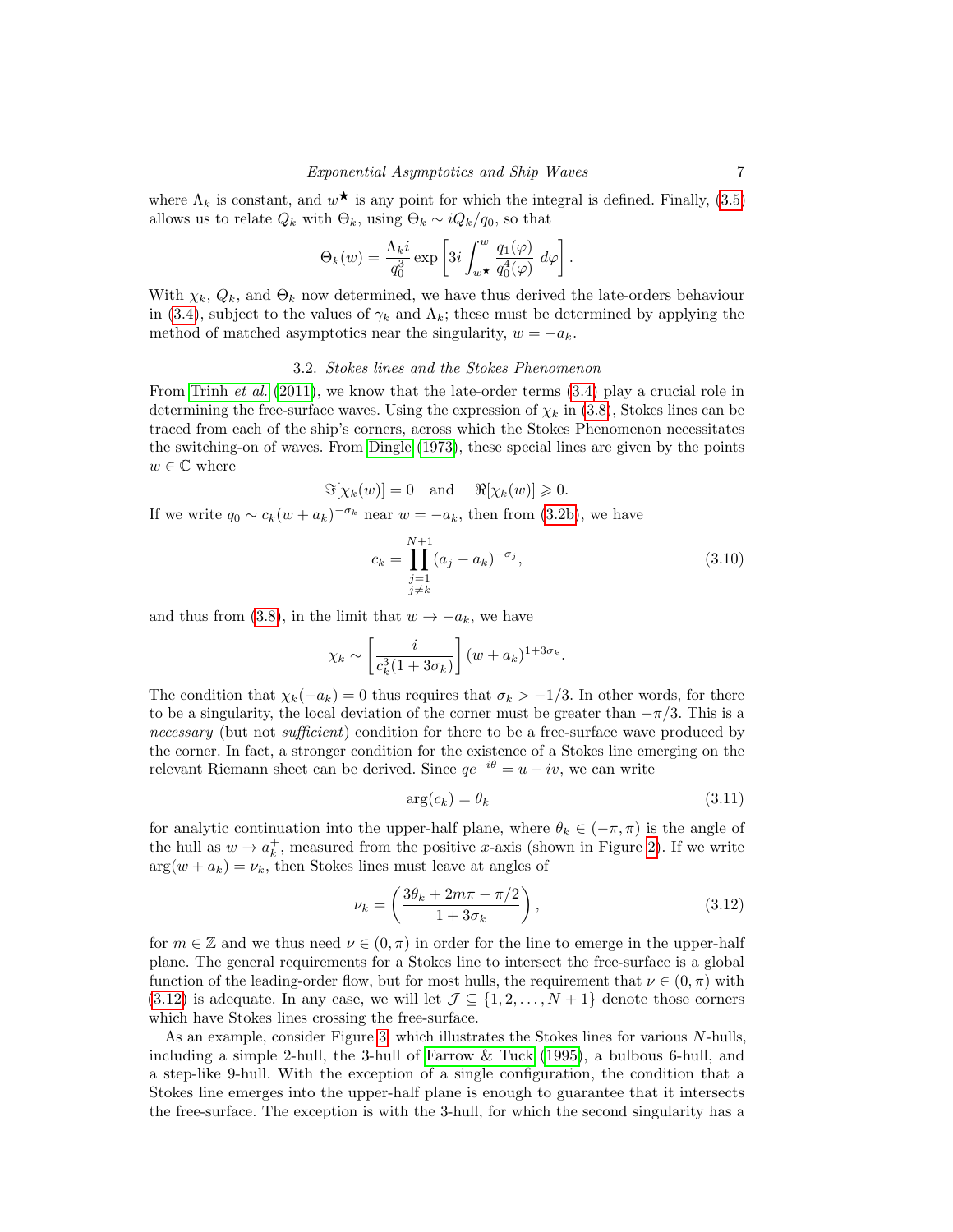where $\Lambda_k$ is constant, and $w^\star$ is any point for which the integral is defined. Finally, (3.5) allows us to relate $Q_k$ with $\Theta_k$, using $\Theta_k \sim iQ_k/q_0$, so that

$$\Theta_k(w) = \frac{\Lambda_k i}{q_0^3} \exp\left[3i \int_{w^\star}^{w} \frac{q_1(\varphi)}{q_0^4(\varphi)}\, d\varphi\right].$$

With $\chi_k$, $Q_k$, and $\Theta_k$ now determined, we have thus derived the late-orders behaviour in (3.4), subject to the values of $\gamma_k$ and $\Lambda_k$; these must be determined by applying the method of matched asymptotics near the singularity, $w = -a_k$.

### 3.2. *Stokes lines and the Stokes Phenomenon*

From Trinh *et al.* (2011), we know that the late-order terms (3.4) play a crucial role in determining the free-surface waves. Using the expression of $\chi_k$ in (3.8), Stokes lines can be traced from each of the ship's corners, across which the Stokes Phenomenon necessitates the switching-on of waves. From Dingle (1973), these special lines are given by the points $w \in \mathbb{C}$ where

$$\Im[\chi_k(w)] = 0 \quad \text{and} \quad \Re[\chi_k(w)] \geqslant 0.$$

If we write $q_0 \sim c_k(w + a_k)^{-\sigma_k}$ near $w = -a_k$, then from (3.2b), we have

$$c_k = \prod_{\substack{j=1 \\ j \neq k}}^{N+1} (a_j - a_k)^{-\sigma_j}, \tag{3.10}$$

and thus from (3.8), in the limit that $w \to -a_k$, we have

$$\chi_k \sim \left[\frac{i}{c_k^3(1 + 3\sigma_k)}\right](w + a_k)^{1+3\sigma_k}.$$

The condition that $\chi_k(-a_k) = 0$ thus requires that $\sigma_k > -1/3$. In other words, for there to be a singularity, the local deviation of the corner must be greater than $-\pi/3$. This is a *necessary* (but not *sufficient*) condition for there to be a free-surface wave produced by the corner. In fact, a stronger condition for the existence of a Stokes line emerging on the relevant Riemann sheet can be derived. Since $qe^{-i\theta} = u - iv$, we can write

$$\arg(c_k) = \theta_k \tag{3.11}$$

for analytic continuation into the upper-half plane, where $\theta_k \in (-\pi, \pi)$ is the angle of the hull as $w \to a_k^+$, measured from the positive $x$-axis (shown in Figure 2). If we write $\arg(w + a_k) = \nu_k$, then Stokes lines must leave at angles of

$$\nu_k = \left(\frac{3\theta_k + 2m\pi - \pi/2}{1 + 3\sigma_k}\right), \tag{3.12}$$

for $m \in \mathbb{Z}$ and we thus need $\nu \in (0, \pi)$ in order for the line to emerge in the upper-half plane. The general requirements for a Stokes line to intersect the free-surface is a global function of the leading-order flow, but for most hulls, the requirement that $\nu \in (0, \pi)$ with (3.12) is adequate. In any case, we will let $\mathcal{J} \subseteq \{1, 2, \ldots, N+1\}$ denote those corners which have Stokes lines crossing the free-surface.

As an example, consider Figure 3, which illustrates the Stokes lines for various $N$-hulls, including a simple 2-hull, the 3-hull of Farrow & Tuck (1995), a bulbous 6-hull, and a step-like 9-hull. With the exception of a single configuration, the condition that a Stokes line emerges into the upper-half plane is enough to guarantee that it intersects the free-surface. The exception is with the 3-hull, for which the second singularity has a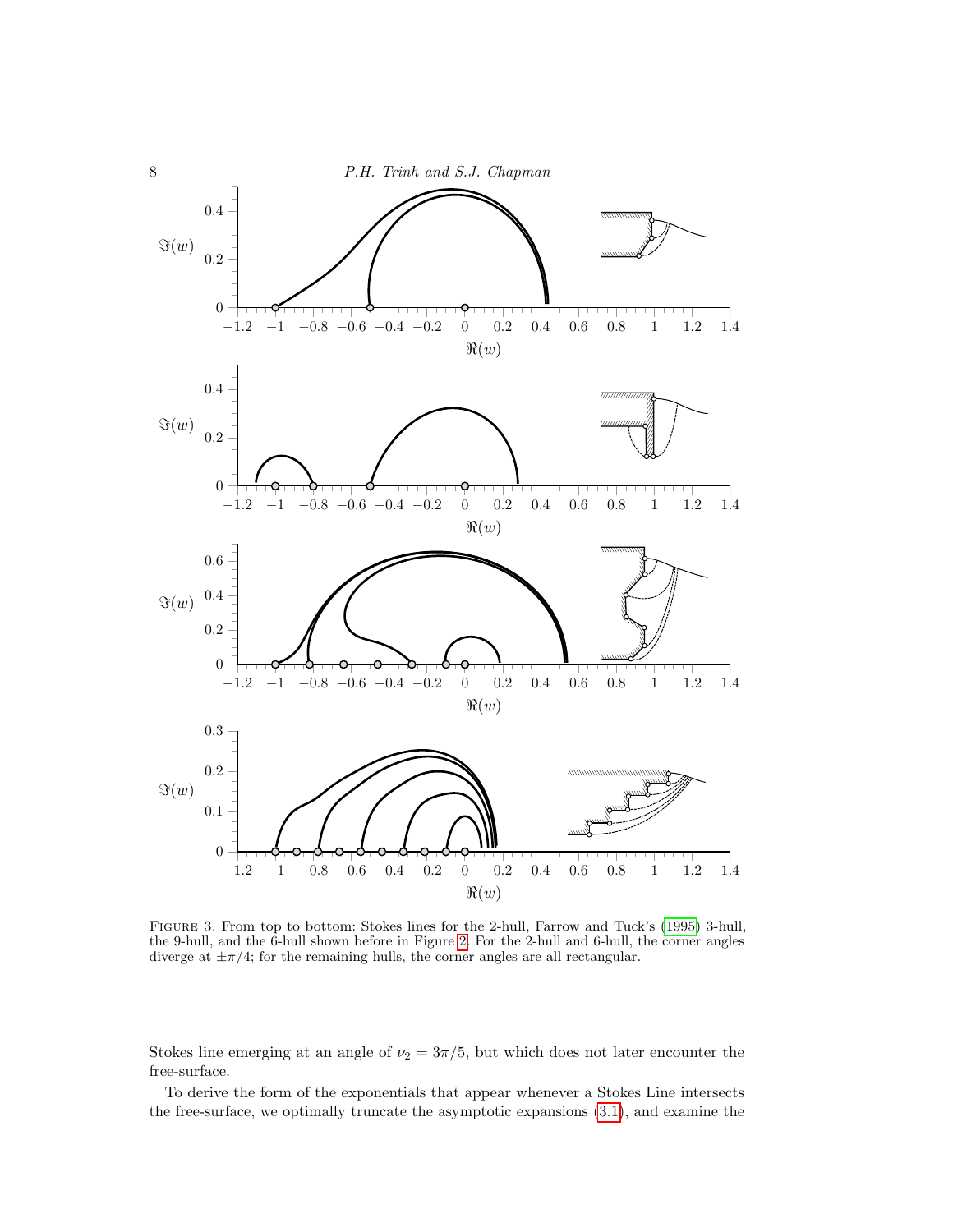FIGURE 3. From top to bottom: Stokes lines for the 2-hull, Farrow and Tuck's (1995) 3-hull, the 9-hull, and the 6-hull shown before in Figure 2. For the 2-hull and 6-hull, the corner angles diverge at $\pm\pi/4$; for the remaining hulls, the corner angles are all rectangular.

Stokes line emerging at an angle of $\nu_2 = 3\pi/5$, but which does not later encounter the free-surface.

To derive the form of the exponentials that appear whenever a Stokes Line intersects the free-surface, we optimally truncate the asymptotic expansions (3.1), and examine the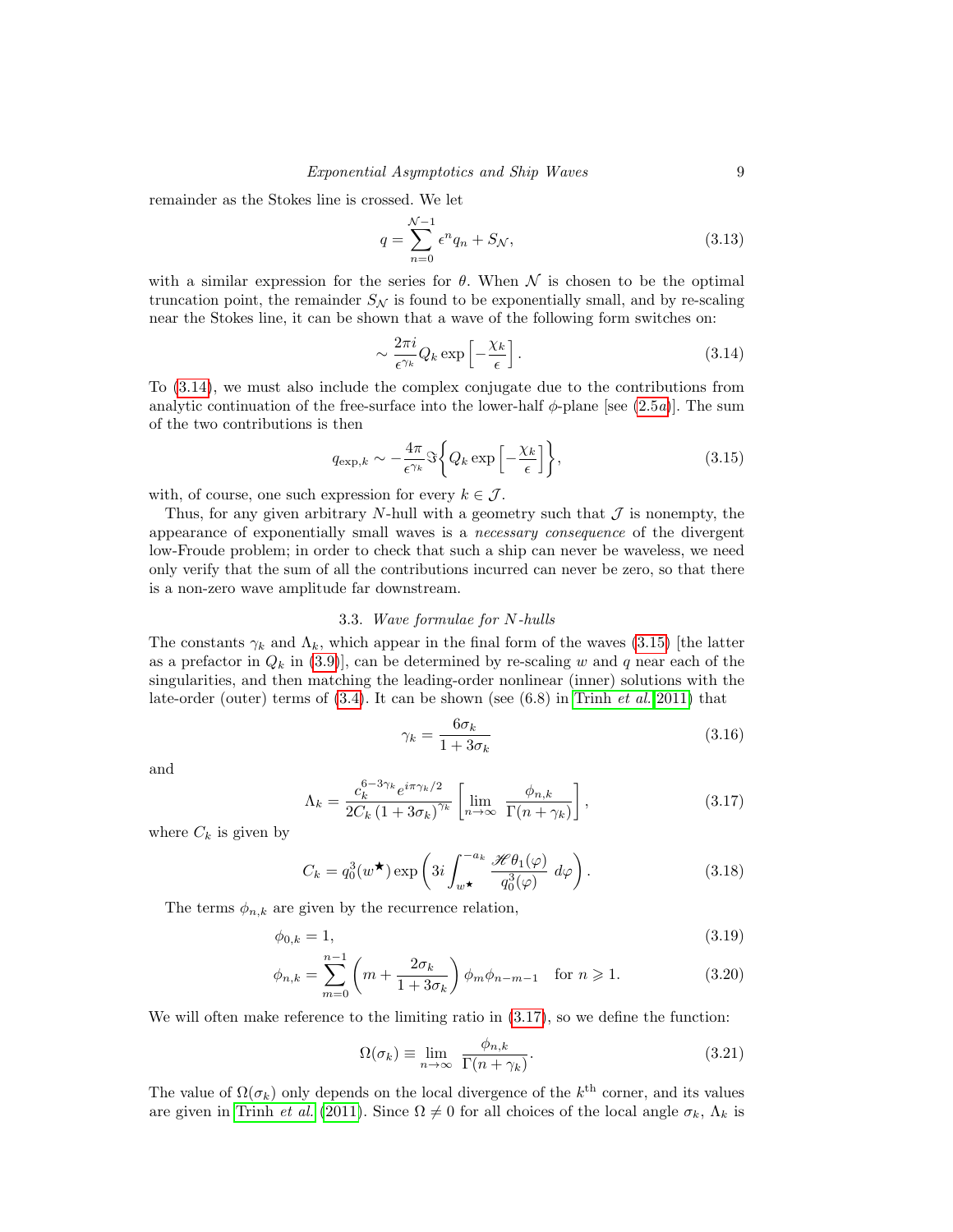remainder as the Stokes line is crossed. We let

$$q = \sum_{n=0}^{\mathcal{N}-1} \epsilon^n q_n + S_{\mathcal{N}}, \tag{3.13}$$

with a similar expression for the series for $\theta$. When $\mathcal{N}$ is chosen to be the optimal truncation point, the remainder $S_{\mathcal{N}}$ is found to be exponentially small, and by re-scaling near the Stokes line, it can be shown that a wave of the following form switches on:

$$\sim \frac{2\pi i}{\epsilon^{\gamma_k}} Q_k \exp\left[-\frac{\chi_k}{\epsilon}\right]. \tag{3.14}$$

To (3.14), we must also include the complex conjugate due to the contributions from analytic continuation of the free-surface into the lower-half $\phi$-plane [see (2.5*a*)]. The sum of the two contributions is then

$$q_{\exp,k} \sim -\frac{4\pi}{\epsilon^{\gamma_k}} \Im\left\{ Q_k \exp\left[-\frac{\chi_k}{\epsilon}\right]\right\}, \tag{3.15}$$

with, of course, one such expression for every $k \in \mathcal{J}$.

Thus, for any given arbitrary $N$-hull with a geometry such that $\mathcal{J}$ is nonempty, the appearance of exponentially small waves is a *necessary consequence* of the divergent low-Froude problem; in order to check that such a ship can never be waveless, we need only verify that the sum of all the contributions incurred can never be zero, so that there is a non-zero wave amplitude far downstream.

### 3.3. *Wave formulae for N-hulls*

The constants $\gamma_k$ and $\Lambda_k$, which appear in the final form of the waves (3.15) [the latter as a prefactor in $Q_k$ in (3.9)], can be determined by re-scaling $w$ and $q$ near each of the singularities, and then matching the leading-order nonlinear (inner) solutions with the late-order (outer) terms of (3.4). It can be shown (see (6.8) in Trinh *et al.* 2011) that

$$\gamma_k = \frac{6\sigma_k}{1+3\sigma_k} \tag{3.16}$$

and

$$\Lambda_k = \frac{c_k^{6-3\gamma_k} e^{i\pi\gamma_k/2}}{2C_k\,(1+3\sigma_k)^{\gamma_k}} \left[\lim_{n\to\infty} \frac{\phi_{n,k}}{\Gamma(n+\gamma_k)}\right], \tag{3.17}$$

where $C_k$ is given by

$$C_k = q_0^3(w^\star) \exp\left(3i \int_{w^\star}^{-a_k} \frac{\mathscr{H}\theta_1(\varphi)}{q_0^3(\varphi)}\, d\varphi\right). \tag{3.18}$$

The terms $\phi_{n,k}$ are given by the recurrence relation,

$$\phi_{0,k} = 1, \tag{3.19}$$

$$\phi_{n,k} = \sum_{m=0}^{n-1} \left(m + \frac{2\sigma_k}{1+3\sigma_k}\right) \phi_m \phi_{n-m-1} \quad \text{for } n \geqslant 1. \tag{3.20}$$

We will often make reference to the limiting ratio in (3.17), so we define the function:

$$\Omega(\sigma_k) \equiv \lim_{n\to\infty} \frac{\phi_{n,k}}{\Gamma(n+\gamma_k)}. \tag{3.21}$$

The value of $\Omega(\sigma_k)$ only depends on the local divergence of the $k^{\text{th}}$ corner, and its values are given in Trinh *et al.* (2011). Since $\Omega \neq 0$ for all choices of the local angle $\sigma_k$, $\Lambda_k$ is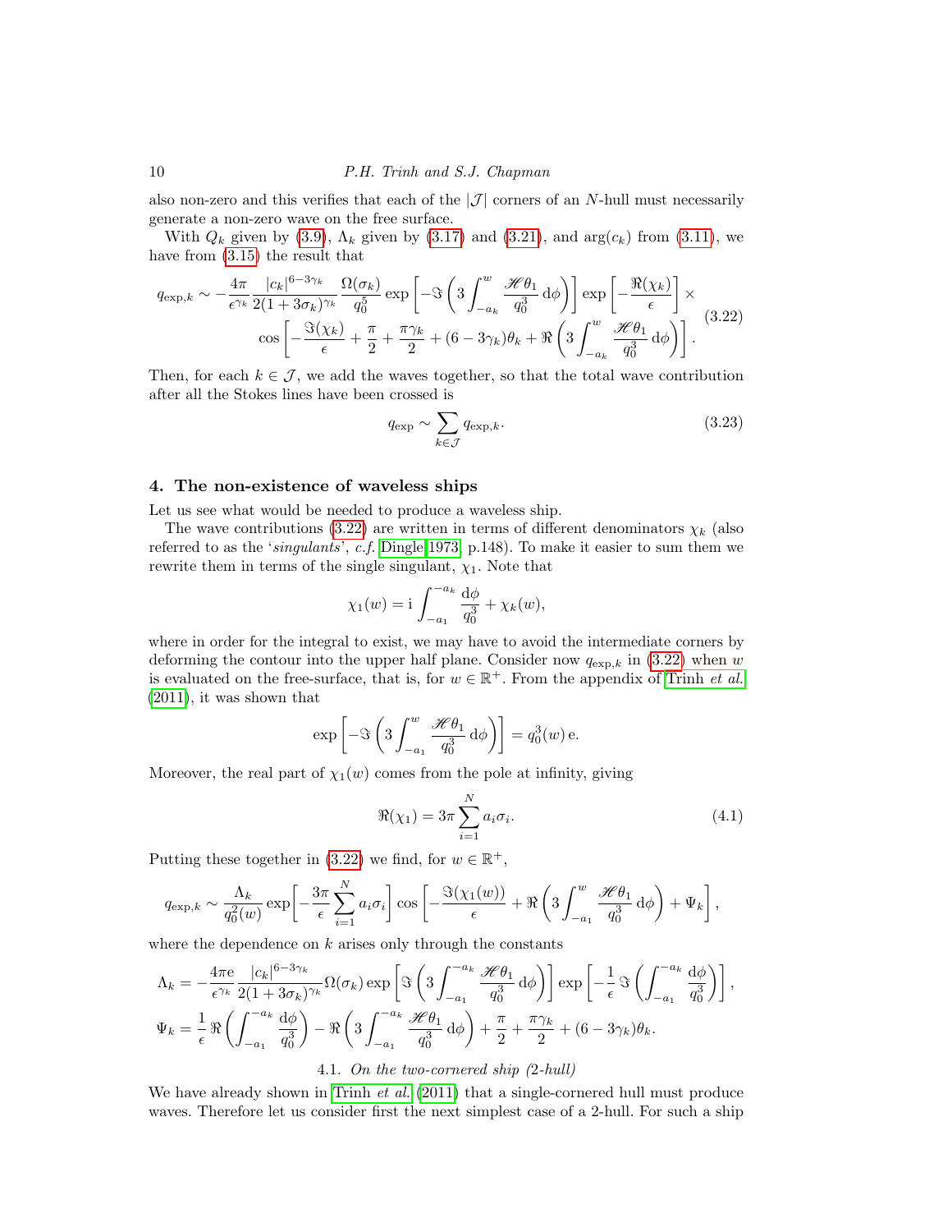also non-zero and this verifies that each of the $|\mathcal{J}|$ corners of an $N$-hull must necessarily generate a non-zero wave on the free surface.

With $Q_k$ given by (3.9), $\Lambda_k$ given by (3.17) and (3.21), and $\arg(c_k)$ from (3.11), we have from (3.15) the result that

$$
\begin{aligned}
q_{\exp,k} \sim -\frac{4\pi}{\epsilon^{\gamma_k}} \frac{|c_k|^{6-3\gamma_k}}{2(1+3\sigma_k)^{\gamma_k}} \frac{\Omega(\sigma_k)}{q_0^5} \exp\left[-\Im\left(3\int_{-a_k}^{w} \frac{\mathscr{H}\theta_1}{q_0^3}\,\mathrm{d}\phi\right)\right] \exp\left[-\frac{\Re(\chi_k)}{\epsilon}\right] \times \\
\cos\left[-\frac{\Im(\chi_k)}{\epsilon} + \frac{\pi}{2} + \frac{\pi\gamma_k}{2} + (6-3\gamma_k)\theta_k + \Re\left(3\int_{-a_k}^{w} \frac{\mathscr{H}\theta_1}{q_0^3}\,\mathrm{d}\phi\right)\right].
\end{aligned}
\tag{3.22}
$$

Then, for each $k \in \mathcal{J}$, we add the waves together, so that the total wave contribution after all the Stokes lines have been crossed is

$$
q_{\exp} \sim \sum_{k\in\mathcal{J}} q_{\exp,k}. \tag{3.23}
$$

## 4. The non-existence of waveless ships

Let us see what would be needed to produce a waveless ship.

The wave contributions (3.22) are written in terms of different denominators $\chi_k$ (also referred to as the '*singulants*', *c.f.* Dingle 1973, p.148). To make it easier to sum them we rewrite them in terms of the single singulant, $\chi_1$. Note that

$$
\chi_1(w) = \mathrm{i}\int_{-a_1}^{-a_k} \frac{\mathrm{d}\phi}{q_0^3} + \chi_k(w),
$$

where in order for the integral to exist, we may have to avoid the intermediate corners by deforming the contour into the upper half plane. Consider now $q_{\exp,k}$ in (3.22) when $w$ is evaluated on the free-surface, that is, for $w \in \mathbb{R}^+$. From the appendix of Trinh *et al.* (2011), it was shown that

$$
\exp\left[-\Im\left(3\int_{-a_1}^{w} \frac{\mathscr{H}\theta_1}{q_0^3}\,\mathrm{d}\phi\right)\right] = q_0^3(w)\,\mathrm{e}.
$$

Moreover, the real part of $\chi_1(w)$ comes from the pole at infinity, giving

$$
\Re(\chi_1) = 3\pi\sum_{i=1}^{N} a_i\sigma_i. \tag{4.1}
$$

Putting these together in (3.22) we find, for $w \in \mathbb{R}^+$,

$$
q_{\exp,k} \sim \frac{\Lambda_k}{q_0^2(w)} \exp\left[-\frac{3\pi}{\epsilon}\sum_{i=1}^{N} a_i\sigma_i\right] \cos\left[-\frac{\Im(\chi_1(w))}{\epsilon} + \Re\left(3\int_{-a_1}^{w} \frac{\mathscr{H}\theta_1}{q_0^3}\,\mathrm{d}\phi\right) + \Psi_k\right],
$$

where the dependence on $k$ arises only through the constants

$$
\begin{aligned}
\Lambda_k &= -\frac{4\pi\mathrm{e}}{\epsilon^{\gamma_k}} \frac{|c_k|^{6-3\gamma_k}}{2(1+3\sigma_k)^{\gamma_k}} \Omega(\sigma_k) \exp\left[\Im\left(3\int_{-a_1}^{-a_k} \frac{\mathscr{H}\theta_1}{q_0^3}\,\mathrm{d}\phi\right)\right] \exp\left[-\frac{1}{\epsilon}\,\Im\left(\int_{-a_1}^{-a_k} \frac{\mathrm{d}\phi}{q_0^3}\right)\right], \\
\Psi_k &= \frac{1}{\epsilon}\,\Re\left(\int_{-a_1}^{-a_k} \frac{\mathrm{d}\phi}{q_0^3}\right) - \Re\left(3\int_{-a_1}^{-a_k} \frac{\mathscr{H}\theta_1}{q_0^3}\,\mathrm{d}\phi\right) + \frac{\pi}{2} + \frac{\pi\gamma_k}{2} + (6-3\gamma_k)\theta_k.
\end{aligned}
$$

### 4.1. *On the two-cornered ship (2-hull)*

We have already shown in Trinh *et al.* (2011) that a single-cornered hull must produce waves. Therefore let us consider first the next simplest case of a 2-hull. For such a ship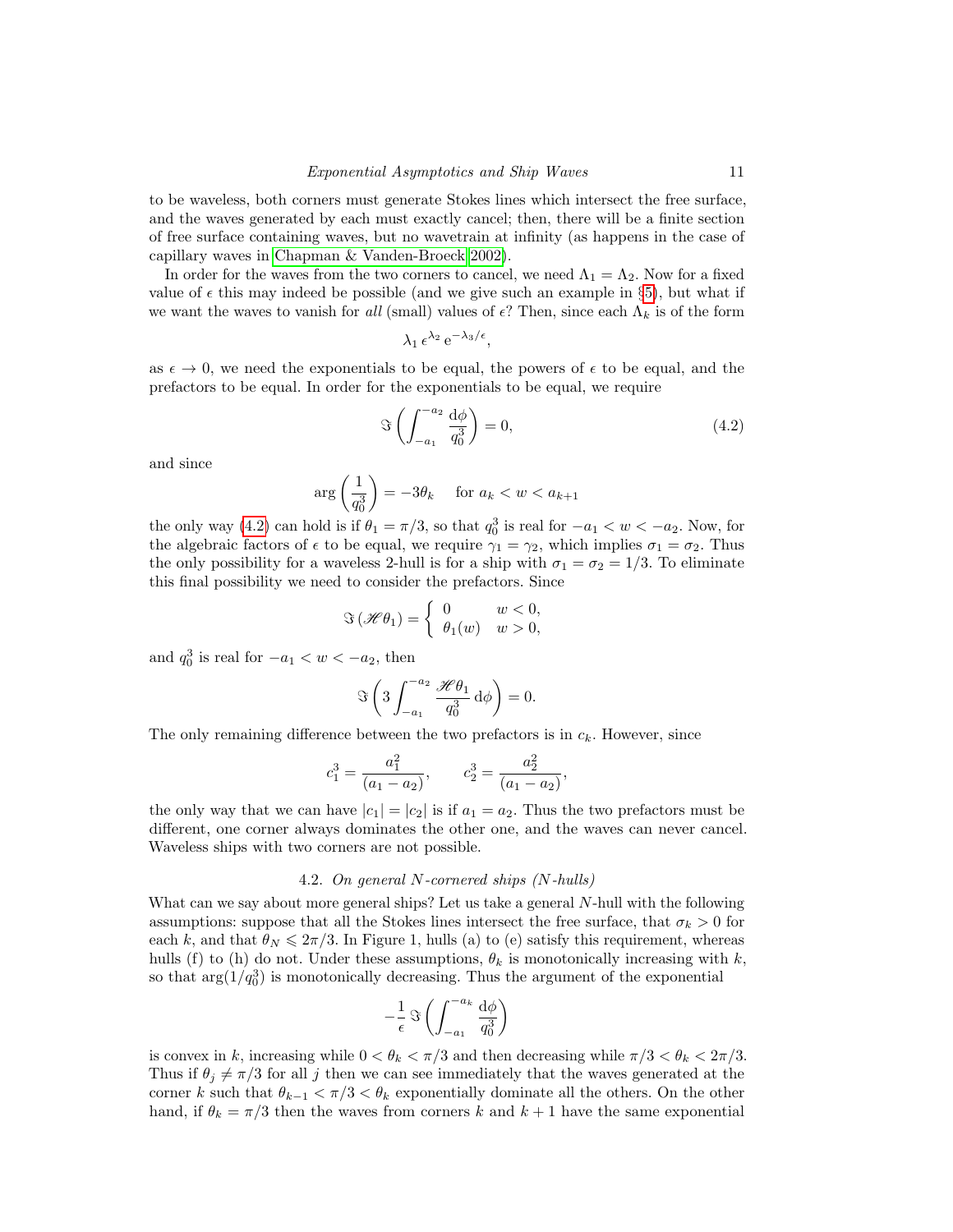to be waveless, both corners must generate Stokes lines which intersect the free surface, and the waves generated by each must exactly cancel; then, there will be a finite section of free surface containing waves, but no wavetrain at infinity (as happens in the case of capillary waves in Chapman & Vanden-Broeck 2002).

In order for the waves from the two corners to cancel, we need $\Lambda_1 = \Lambda_2$. Now for a fixed value of $\epsilon$ this may indeed be possible (and we give such an example in §5), but what if we want the waves to vanish for *all* (small) values of $\epsilon$? Then, since each $\Lambda_k$ is of the form

$$\lambda_1 \, \epsilon^{\lambda_2} \, \mathrm{e}^{-\lambda_3/\epsilon},$$

as $\epsilon \to 0$, we need the exponentials to be equal, the powers of $\epsilon$ to be equal, and the prefactors to be equal. In order for the exponentials to be equal, we require

$$\Im \left( \int_{-a_1}^{-a_2} \frac{\mathrm{d}\phi}{q_0^3} \right) = 0, \tag{4.2}$$

and since

$$\arg \left( \frac{1}{q_0^3} \right) = -3\theta_k \quad \text{for } a_k < w < a_{k+1}$$

the only way (4.2) can hold is if $\theta_1 = \pi/3$, so that $q_0^3$ is real for $-a_1 < w < -a_2$. Now, for the algebraic factors of $\epsilon$ to be equal, we require $\gamma_1 = \gamma_2$, which implies $\sigma_1 = \sigma_2$. Thus the only possibility for a waveless 2-hull is for a ship with $\sigma_1 = \sigma_2 = 1/3$. To eliminate this final possibility we need to consider the prefactors. Since

$$\Im \left( \mathscr{H} \theta_1 \right) = \left\{ \begin{array}{ll} 0 & w < 0, \\ \theta_1(w) & w > 0, \end{array} \right.$$

and $q_0^3$ is real for $-a_1 < w < -a_2$, then

$$\Im \left( 3 \int_{-a_1}^{-a_2} \frac{\mathscr{H} \theta_1}{q_0^3} \, \mathrm{d}\phi \right) = 0.$$

The only remaining difference between the two prefactors is in $c_k$. However, since

$$c_1^3 = \frac{a_1^2}{(a_1 - a_2)}, \qquad c_2^3 = \frac{a_2^2}{(a_1 - a_2)},$$

the only way that we can have $|c_1| = |c_2|$ is if $a_1 = a_2$. Thus the two prefactors must be different, one corner always dominates the other one, and the waves can never cancel. Waveless ships with two corners are not possible.

### 4.2. *On general N-cornered ships (N-hulls)*

What can we say about more general ships? Let us take a general $N$-hull with the following assumptions: suppose that all the Stokes lines intersect the free surface, that $\sigma_k > 0$ for each $k$, and that $\theta_N \leqslant 2\pi/3$. In Figure 1, hulls (a) to (e) satisfy this requirement, whereas hulls (f) to (h) do not. Under these assumptions, $\theta_k$ is monotonically increasing with $k$, so that $\arg(1/q_0^3)$ is monotonically decreasing. Thus the argument of the exponential

$$-\frac{1}{\epsilon} \, \Im \left( \int_{-a_1}^{-a_k} \frac{\mathrm{d}\phi}{q_0^3} \right)$$

is convex in $k$, increasing while $0 < \theta_k < \pi/3$ and then decreasing while $\pi/3 < \theta_k < 2\pi/3$. Thus if $\theta_j \neq \pi/3$ for all $j$ then we can see immediately that the waves generated at the corner $k$ such that $\theta_{k-1} < \pi/3 < \theta_k$ exponentially dominate all the others. On the other hand, if $\theta_k = \pi/3$ then the waves from corners $k$ and $k+1$ have the same exponential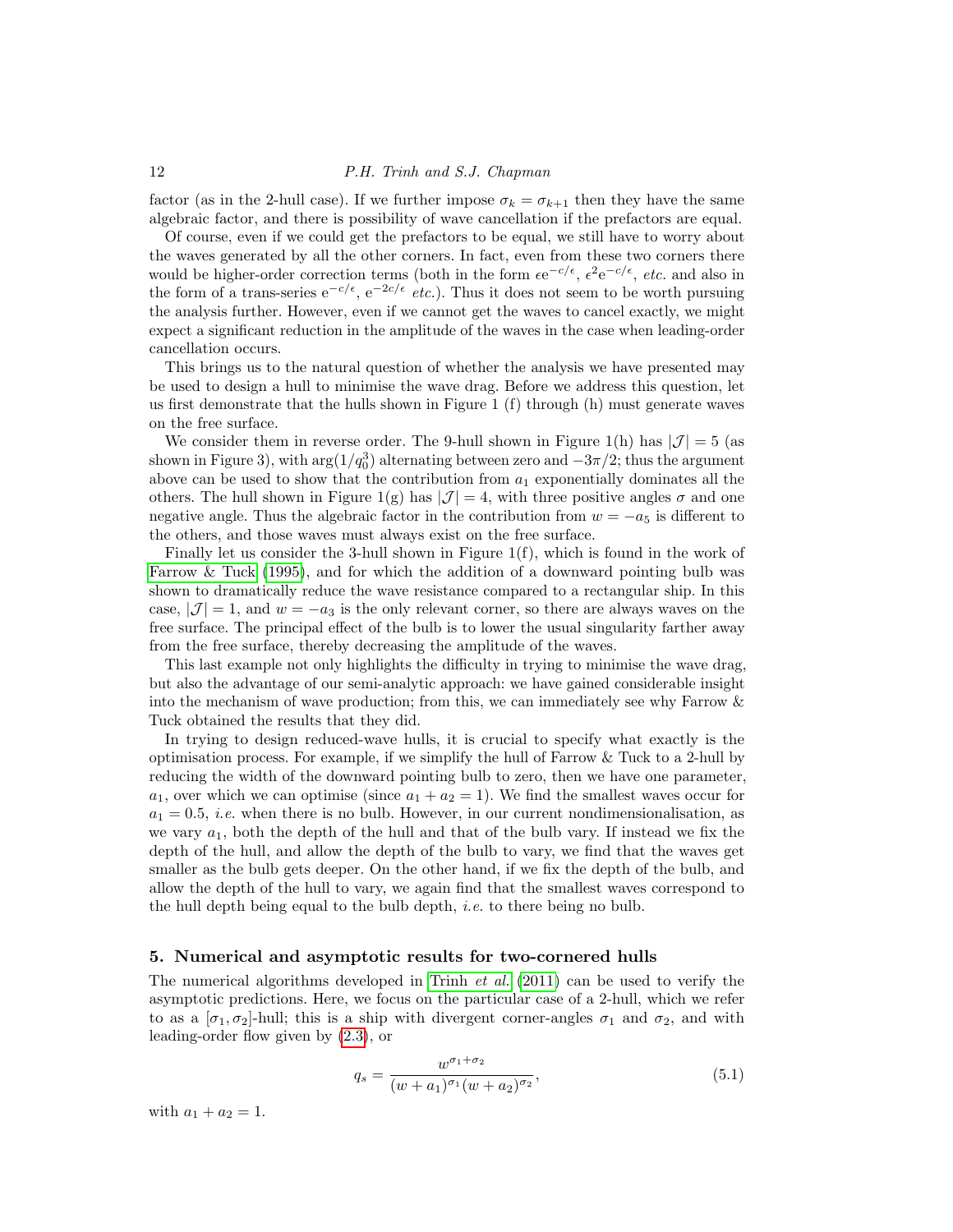factor (as in the 2-hull case). If we further impose $\sigma_k = \sigma_{k+1}$ then they have the same algebraic factor, and there is possibility of wave cancellation if the prefactors are equal.

Of course, even if we could get the prefactors to be equal, we still have to worry about the waves generated by all the other corners. In fact, even from these two corners there would be higher-order correction terms (both in the form $\epsilon e^{-c/\epsilon}$, $\epsilon^2 e^{-c/\epsilon}$, *etc.* and also in the form of a trans-series $e^{-c/\epsilon}$, $e^{-2c/\epsilon}$ *etc.*). Thus it does not seem to be worth pursuing the analysis further. However, even if we cannot get the waves to cancel exactly, we might expect a significant reduction in the amplitude of the waves in the case when leading-order cancellation occurs.

This brings us to the natural question of whether the analysis we have presented may be used to design a hull to minimise the wave drag. Before we address this question, let us first demonstrate that the hulls shown in Figure 1 (f) through (h) must generate waves on the free surface.

We consider them in reverse order. The 9-hull shown in Figure 1(h) has $|\mathcal{J}| = 5$ (as shown in Figure 3), with $\arg(1/q_0^3)$ alternating between zero and $-3\pi/2$; thus the argument above can be used to show that the contribution from $a_1$ exponentially dominates all the others. The hull shown in Figure 1(g) has $|\mathcal{J}| = 4$, with three positive angles $\sigma$ and one negative angle. Thus the algebraic factor in the contribution from $w = -a_5$ is different to the others, and those waves must always exist on the free surface.

Finally let us consider the 3-hull shown in Figure 1(f), which is found in the work of Farrow & Tuck (1995), and for which the addition of a downward pointing bulb was shown to dramatically reduce the wave resistance compared to a rectangular ship. In this case, $|\mathcal{J}| = 1$, and $w = -a_3$ is the only relevant corner, so there are always waves on the free surface. The principal effect of the bulb is to lower the usual singularity farther away from the free surface, thereby decreasing the amplitude of the waves.

This last example not only highlights the difficulty in trying to minimise the wave drag, but also the advantage of our semi-analytic approach: we have gained considerable insight into the mechanism of wave production; from this, we can immediately see why Farrow & Tuck obtained the results that they did.

In trying to design reduced-wave hulls, it is crucial to specify what exactly is the optimisation process. For example, if we simplify the hull of Farrow & Tuck to a 2-hull by reducing the width of the downward pointing bulb to zero, then we have one parameter, $a_1$, over which we can optimise (since $a_1 + a_2 = 1$). We find the smallest waves occur for $a_1 = 0.5$, *i.e.* when there is no bulb. However, in our current nondimensionalisation, as we vary $a_1$, both the depth of the hull and that of the bulb vary. If instead we fix the depth of the hull, and allow the depth of the bulb to vary, we find that the waves get smaller as the bulb gets deeper. On the other hand, if we fix the depth of the bulb, and allow the depth of the hull to vary, we again find that the smallest waves correspond to the hull depth being equal to the bulb depth, *i.e.* to there being no bulb.

## 5. Numerical and asymptotic results for two-cornered hulls

The numerical algorithms developed in Trinh *et al.* (2011) can be used to verify the asymptotic predictions. Here, we focus on the particular case of a 2-hull, which we refer to as a $[\sigma_1, \sigma_2]$-hull; this is a ship with divergent corner-angles $\sigma_1$ and $\sigma_2$, and with leading-order flow given by (2.3), or

$$q_s = \frac{w^{\sigma_1+\sigma_2}}{(w+a_1)^{\sigma_1}(w+a_2)^{\sigma_2}}, \tag{5.1}$$

with $a_1 + a_2 = 1$.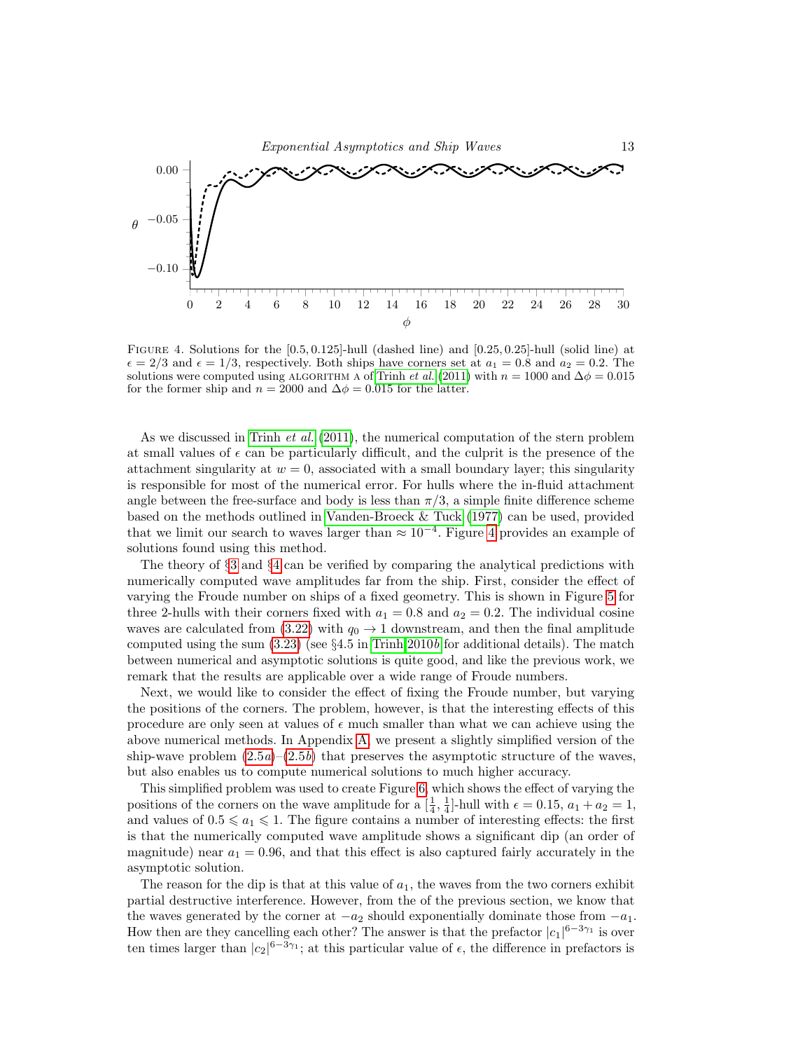FIGURE 4. Solutions for the $[0.5, 0.125]$-hull (dashed line) and $[0.25, 0.25]$-hull (solid line) at $\epsilon = 2/3$ and $\epsilon = 1/3$, respectively. Both ships have corners set at $a_1 = 0.8$ and $a_2 = 0.2$. The solutions were computed using ALGORITHM A of Trinh *et al.* (2011) with $n = 1000$ and $\Delta\phi = 0.015$ for the former ship and $n = 2000$ and $\Delta\phi = 0.015$ for the latter.

As we discussed in Trinh *et al.* (2011), the numerical computation of the stern problem at small values of $\epsilon$ can be particularly difficult, and the culprit is the presence of the attachment singularity at $w = 0$, associated with a small boundary layer; this singularity is responsible for most of the numerical error. For hulls where the in-fluid attachment angle between the free-surface and body is less than $\pi/3$, a simple finite difference scheme based on the methods outlined in Vanden-Broeck & Tuck (1977) can be used, provided that we limit our search to waves larger than $\approx 10^{-4}$. Figure 4 provides an example of solutions found using this method.

The theory of §3 and §4 can be verified by comparing the analytical predictions with numerically computed wave amplitudes far from the ship. First, consider the effect of varying the Froude number on ships of a fixed geometry. This is shown in Figure 5 for three 2-hulls with their corners fixed with $a_1 = 0.8$ and $a_2 = 0.2$. The individual cosine waves are calculated from (3.22) with $q_0 \to 1$ downstream, and then the final amplitude computed using the sum (3.23) (see §4.5 in Trinh 2010*b* for additional details). The match between numerical and asymptotic solutions is quite good, and like the previous work, we remark that the results are applicable over a wide range of Froude numbers.

Next, we would like to consider the effect of fixing the Froude number, but varying the positions of the corners. The problem, however, is that the interesting effects of this procedure are only seen at values of $\epsilon$ much smaller than what we can achieve using the above numerical methods. In Appendix A, we present a slightly simplified version of the ship-wave problem (2.5*a*)–(2.5*b*) that preserves the asymptotic structure of the waves, but also enables us to compute numerical solutions to much higher accuracy.

This simplified problem was used to create Figure 6, which shows the effect of varying the positions of the corners on the wave amplitude for a $[\frac{1}{4}, \frac{1}{4}]$-hull with $\epsilon = 0.15$, $a_1 + a_2 = 1$, and values of $0.5 \leqslant a_1 \leqslant 1$. The figure contains a number of interesting effects: the first is that the numerically computed wave amplitude shows a significant dip (an order of magnitude) near $a_1 = 0.96$, and that this effect is also captured fairly accurately in the asymptotic solution.

The reason for the dip is that at this value of $a_1$, the waves from the two corners exhibit partial destructive interference. However, from the of the previous section, we know that the waves generated by the corner at $-a_2$ should exponentially dominate those from $-a_1$. How then are they cancelling each other? The answer is that the prefactor $|c_1|^{6-3\gamma_1}$ is over ten times larger than $|c_2|^{6-3\gamma_1}$; at this particular value of $\epsilon$, the difference in prefactors is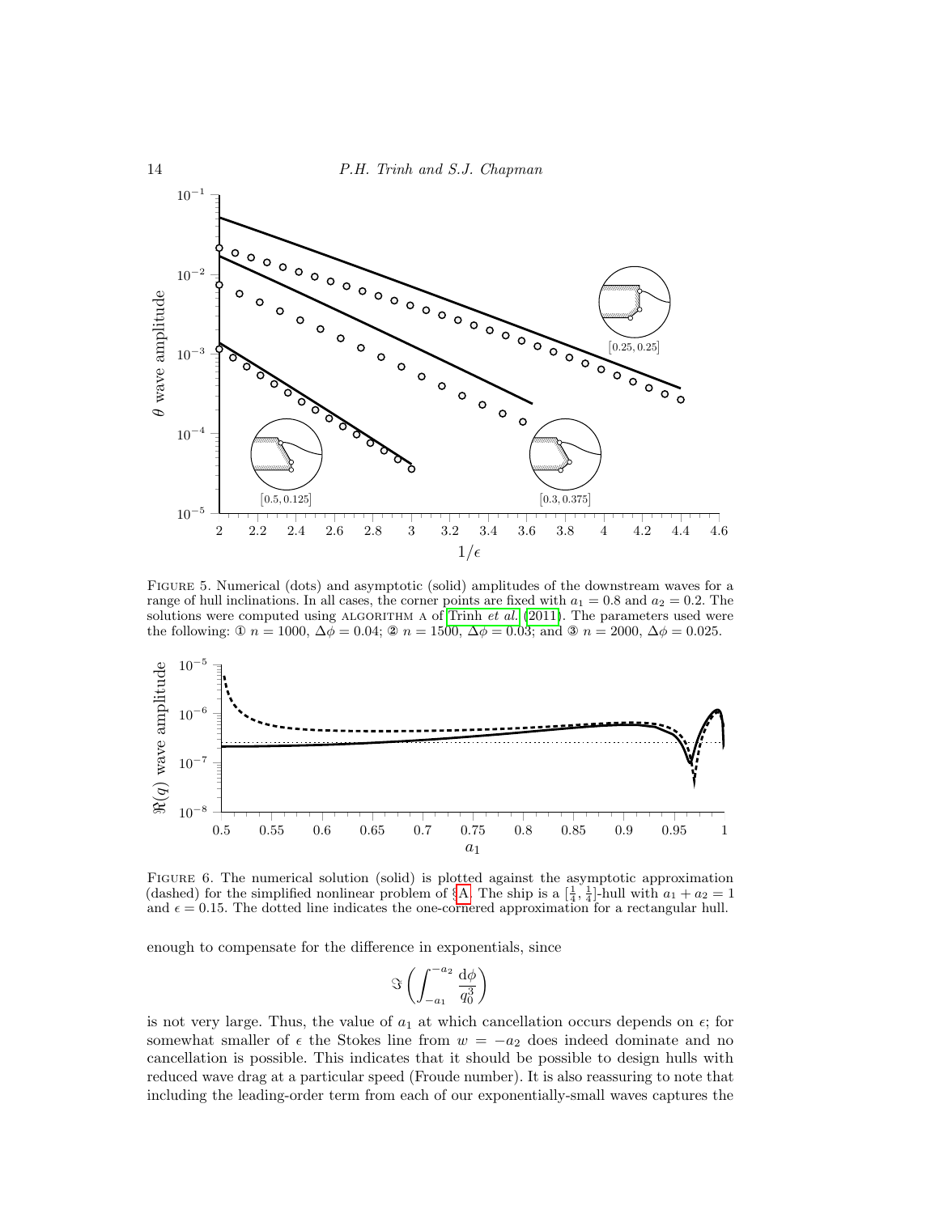FIGURE 5. Numerical (dots) and asymptotic (solid) amplitudes of the downstream waves for a range of hull inclinations. In all cases, the corner points are fixed with $a_1 = 0.8$ and $a_2 = 0.2$. The solutions were computed using ALGORITHM A of Trinh *et al.* (2011). The parameters used were the following: ① $n = 1000$, $\Delta\phi = 0.04$; ② $n = 1500$, $\Delta\phi = 0.03$; and ③ $n = 2000$, $\Delta\phi = 0.025$.

FIGURE 6. The numerical solution (solid) is plotted against the asymptotic approximation (dashed) for the simplified nonlinear problem of §A. The ship is a $[\frac{1}{4}, \frac{1}{4}]$-hull with $a_1 + a_2 = 1$ and $\epsilon = 0.15$. The dotted line indicates the one-cornered approximation for a rectangular hull.

enough to compensate for the difference in exponentials, since

$$\Im\left(\int_{-a_1}^{-a_2} \frac{\mathrm{d}\phi}{q_0^3}\right)$$

is not very large. Thus, the value of $a_1$ at which cancellation occurs depends on $\epsilon$; for somewhat smaller of $\epsilon$ the Stokes line from $w = -a_2$ does indeed dominate and no cancellation is possible. This indicates that it should be possible to design hulls with reduced wave drag at a particular speed (Froude number). It is also reassuring to note that including the leading-order term from each of our exponentially-small waves captures the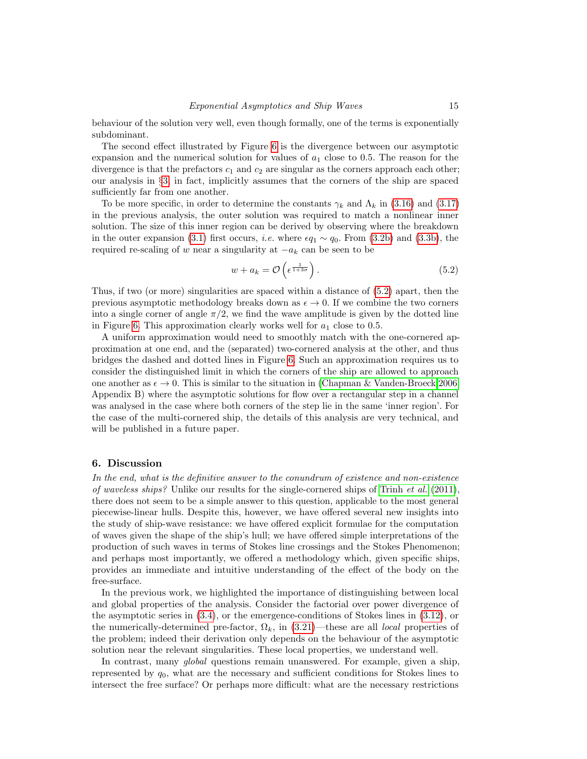behaviour of the solution very well, even though formally, one of the terms is exponentially subdominant.

The second effect illustrated by Figure 6 is the divergence between our asymptotic expansion and the numerical solution for values of $a_1$ close to 0.5. The reason for the divergence is that the prefactors $c_1$ and $c_2$ are singular as the corners approach each other; our analysis in §3, in fact, implicitly assumes that the corners of the ship are spaced sufficiently far from one another.

To be more specific, in order to determine the constants $\gamma_k$ and $\Lambda_k$ in (3.16) and (3.17) in the previous analysis, the outer solution was required to match a nonlinear inner solution. The size of this inner region can be derived by observing where the breakdown in the outer expansion (3.1) first occurs, *i.e.* where $\epsilon q_1 \sim q_0$. From (3.2b) and (3.3b), the required re-scaling of $w$ near a singularity at $-a_k$ can be seen to be

$$w + a_k = \mathcal{O}\left(\epsilon^{\frac{1}{1+3\sigma}}\right). \tag{5.2}$$

Thus, if two (or more) singularities are spaced within a distance of (5.2) apart, then the previous asymptotic methodology breaks down as $\epsilon \to 0$. If we combine the two corners into a single corner of angle $\pi/2$, we find the wave amplitude is given by the dotted line in Figure 6. This approximation clearly works well for $a_1$ close to 0.5.

A uniform approximation would need to smoothly match with the one-cornered approximation at one end, and the (separated) two-cornered analysis at the other, and thus bridges the dashed and dotted lines in Figure 6. Such an approximation requires us to consider the distinguished limit in which the corners of the ship are allowed to approach one another as $\epsilon \to 0$. This is similar to the situation in (Chapman & Vanden-Broeck 2006, Appendix B) where the asymptotic solutions for flow over a rectangular step in a channel was analysed in the case where both corners of the step lie in the same 'inner region'. For the case of the multi-cornered ship, the details of this analysis are very technical, and will be published in a future paper.

## 6. Discussion

*In the end, what is the definitive answer to the conundrum of existence and non-existence of waveless ships?* Unlike our results for the single-cornered ships of Trinh *et al.* (2011), there does not seem to be a simple answer to this question, applicable to the most general piecewise-linear hulls. Despite this, however, we have offered several new insights into the study of ship-wave resistance: we have offered explicit formulae for the computation of waves given the shape of the ship's hull; we have offered simple interpretations of the production of such waves in terms of Stokes line crossings and the Stokes Phenomenon; and perhaps most importantly, we offered a methodology which, given specific ships, provides an immediate and intuitive understanding of the effect of the body on the free-surface.

In the previous work, we highlighted the importance of distinguishing between local and global properties of the analysis. Consider the factorial over power divergence of the asymptotic series in (3.4), or the emergence-conditions of Stokes lines in (3.12), or the numerically-determined pre-factor, $\Omega_k$, in (3.21)—these are all *local* properties of the problem; indeed their derivation only depends on the behaviour of the asymptotic solution near the relevant singularities. These local properties, we understand well.

In contrast, many *global* questions remain unanswered. For example, given a ship, represented by $q_0$, what are the necessary and sufficient conditions for Stokes lines to intersect the free surface? Or perhaps more difficult: what are the necessary restrictions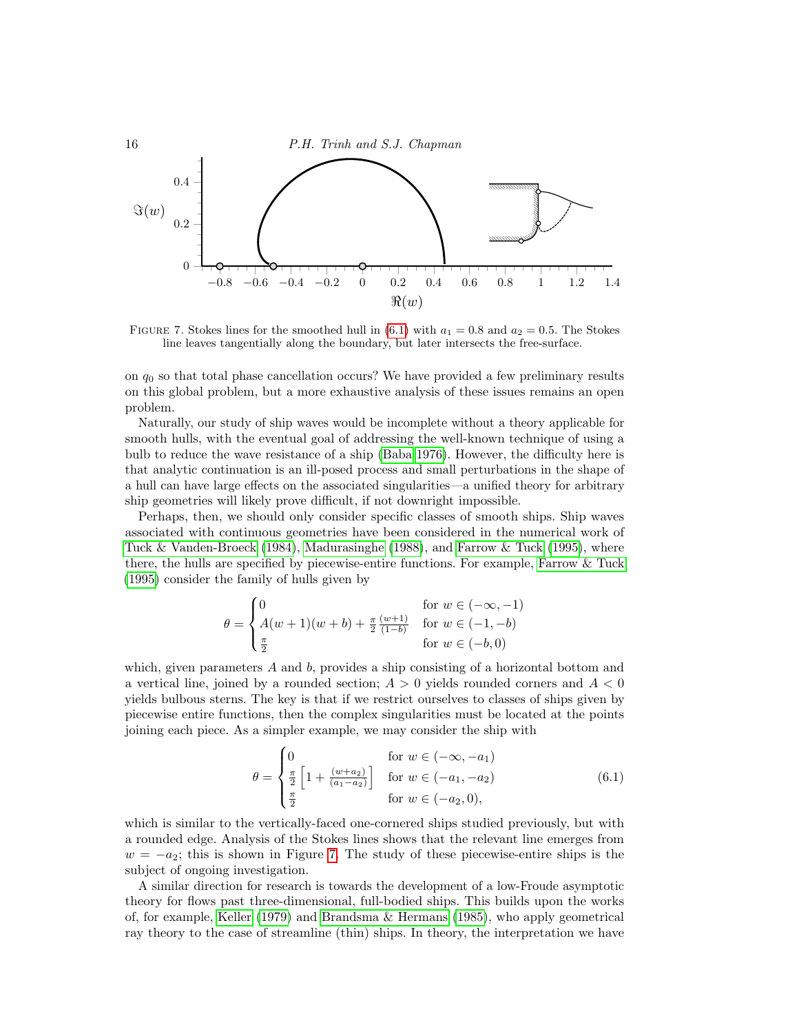FIGURE 7. Stokes lines for the smoothed hull in (6.1) with $a_1 = 0.8$ and $a_2 = 0.5$. The Stokes line leaves tangentially along the boundary, but later intersects the free-surface.

on $q_0$ so that total phase cancellation occurs? We have provided a few preliminary results on this global problem, but a more exhaustive analysis of these issues remains an open problem.

Naturally, our study of ship waves would be incomplete without a theory applicable for smooth hulls, with the eventual goal of addressing the well-known technique of using a bulb to reduce the wave resistance of a ship (Baba 1976). However, the difficulty here is that analytic continuation is an ill-posed process and small perturbations in the shape of a hull can have large effects on the associated singularities—a unified theory for arbitrary ship geometries will likely prove difficult, if not downright impossible.

Perhaps, then, we should only consider specific classes of smooth ships. Ship waves associated with continuous geometries have been considered in the numerical work of Tuck & Vanden-Broeck (1984), Madurasinghe (1988), and Farrow & Tuck (1995), where there, the hulls are specified by piecewise-entire functions. For example, Farrow & Tuck (1995) consider the family of hulls given by

$$
\theta = \begin{cases} 0 & \text{for } w \in (-\infty, -1) \\ A(w+1)(w+b) + \frac{\pi}{2}\frac{(w+1)}{(1-b)} & \text{for } w \in (-1, -b) \\ \frac{\pi}{2} & \text{for } w \in (-b, 0) \end{cases}
$$

which, given parameters $A$ and $b$, provides a ship consisting of a horizontal bottom and a vertical line, joined by a rounded section; $A > 0$ yields rounded corners and $A < 0$ yields bulbous sterns. The key is that if we restrict ourselves to classes of ships given by piecewise entire functions, then the complex singularities must be located at the points joining each piece. As a simpler example, we may consider the ship with

$$
\theta = \begin{cases} 0 & \text{for } w \in (-\infty, -a_1) \\ \frac{\pi}{2}\left[1 + \frac{(w+a_2)}{(a_1-a_2)}\right] & \text{for } w \in (-a_1, -a_2) \\ \frac{\pi}{2} & \text{for } w \in (-a_2, 0), \end{cases} \tag{6.1}
$$

which is similar to the vertically-faced one-cornered ships studied previously, but with a rounded edge. Analysis of the Stokes lines shows that the relevant line emerges from $w = -a_2$; this is shown in Figure 7. The study of these piecewise-entire ships is the subject of ongoing investigation.

A similar direction for research is towards the development of a low-Froude asymptotic theory for flows past three-dimensional, full-bodied ships. This builds upon the works of, for example, Keller (1979) and Brandsma & Hermans (1985), who apply geometrical ray theory to the case of streamline (thin) ships. In theory, the interpretation we have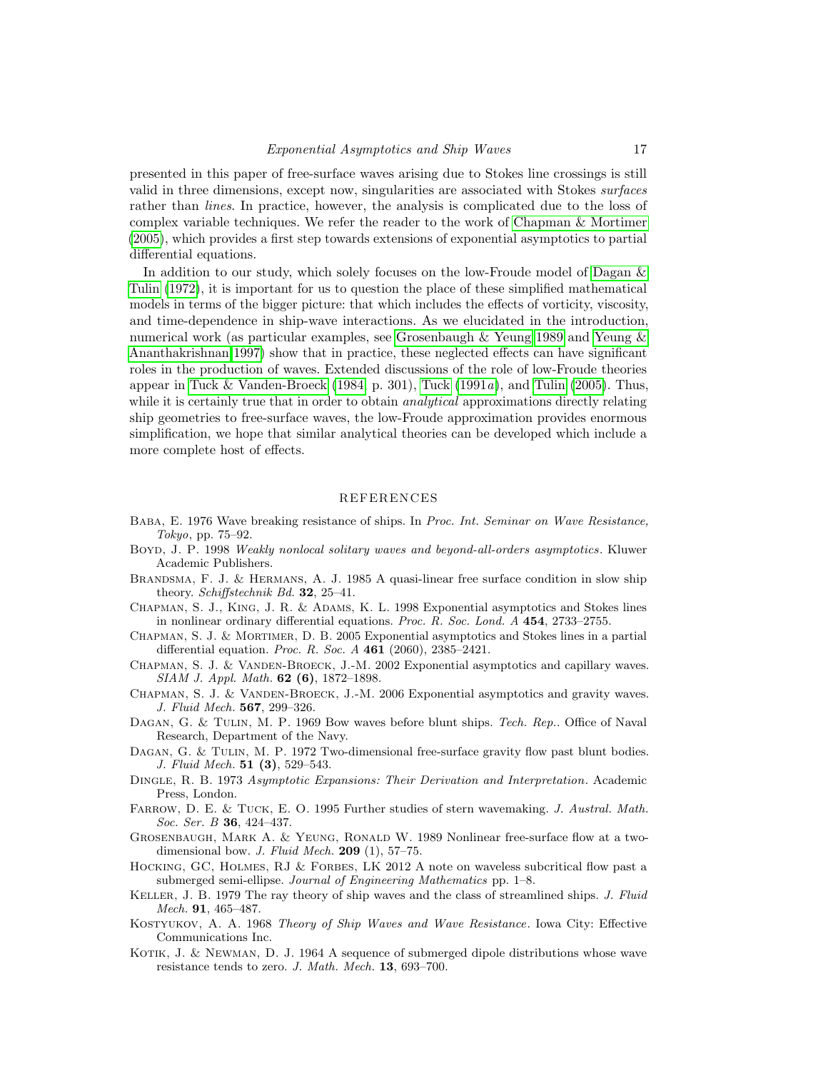presented in this paper of free-surface waves arising due to Stokes line crossings is still valid in three dimensions, except now, singularities are associated with Stokes *surfaces* rather than *lines*. In practice, however, the analysis is complicated due to the loss of complex variable techniques. We refer the reader to the work of Chapman & Mortimer (2005), which provides a first step towards extensions of exponential asymptotics to partial differential equations.

In addition to our study, which solely focuses on the low-Froude model of Dagan & Tulin (1972), it is important for us to question the place of these simplified mathematical models in terms of the bigger picture: that which includes the effects of vorticity, viscosity, and time-dependence in ship-wave interactions. As we elucidated in the introduction, numerical work (as particular examples, see Grosenbaugh & Yeung 1989 and Yeung & Ananthakrishnan 1997) show that in practice, these neglected effects can have significant roles in the production of waves. Extended discussions of the role of low-Froude theories appear in Tuck & Vanden-Broeck (1984, p. 301), Tuck (1991*a*), and Tulin (2005). Thus, while it is certainly true that in order to obtain *analytical* approximations directly relating ship geometries to free-surface waves, the low-Froude approximation provides enormous simplification, we hope that similar analytical theories can be developed which include a more complete host of effects.

## REFERENCES

Baba, E. 1976 Wave breaking resistance of ships. In *Proc. Int. Seminar on Wave Resistance, Tokyo*, pp. 75–92.

Boyd, J. P. 1998 *Weakly nonlocal solitary waves and beyond-all-orders asymptotics*. Kluwer Academic Publishers.

Brandsma, F. J. & Hermans, A. J. 1985 A quasi-linear free surface condition in slow ship theory. *Schiffstechnik Bd.* **32**, 25–41.

Chapman, S. J., King, J. R. & Adams, K. L. 1998 Exponential asymptotics and Stokes lines in nonlinear ordinary differential equations. *Proc. R. Soc. Lond. A* **454**, 2733–2755.

Chapman, S. J. & Mortimer, D. B. 2005 Exponential asymptotics and Stokes lines in a partial differential equation. *Proc. R. Soc. A* **461** (2060), 2385–2421.

Chapman, S. J. & Vanden-Broeck, J.-M. 2002 Exponential asymptotics and capillary waves. *SIAM J. Appl. Math.* **62 (6)**, 1872–1898.

Chapman, S. J. & Vanden-Broeck, J.-M. 2006 Exponential asymptotics and gravity waves. *J. Fluid Mech.* **567**, 299–326.

Dagan, G. & Tulin, M. P. 1969 Bow waves before blunt ships. *Tech. Rep.*. Office of Naval Research, Department of the Navy.

Dagan, G. & Tulin, M. P. 1972 Two-dimensional free-surface gravity flow past blunt bodies. *J. Fluid Mech.* **51 (3)**, 529–543.

Dingle, R. B. 1973 *Asymptotic Expansions: Their Derivation and Interpretation*. Academic Press, London.

Farrow, D. E. & Tuck, E. O. 1995 Further studies of stern wavemaking. *J. Austral. Math. Soc. Ser. B* **36**, 424–437.

Grosenbaugh, Mark A. & Yeung, Ronald W. 1989 Nonlinear free-surface flow at a two-dimensional bow. *J. Fluid Mech.* **209** (1), 57–75.

Hocking, GC, Holmes, RJ & Forbes, LK 2012 A note on waveless subcritical flow past a submerged semi-ellipse. *Journal of Engineering Mathematics* pp. 1–8.

Keller, J. B. 1979 The ray theory of ship waves and the class of streamlined ships. *J. Fluid Mech.* **91**, 465–487.

Kostyukov, A. A. 1968 *Theory of Ship Waves and Wave Resistance*. Iowa City: Effective Communications Inc.

Kotik, J. & Newman, D. J. 1964 A sequence of submerged dipole distributions whose wave resistance tends to zero. *J. Math. Mech.* **13**, 693–700.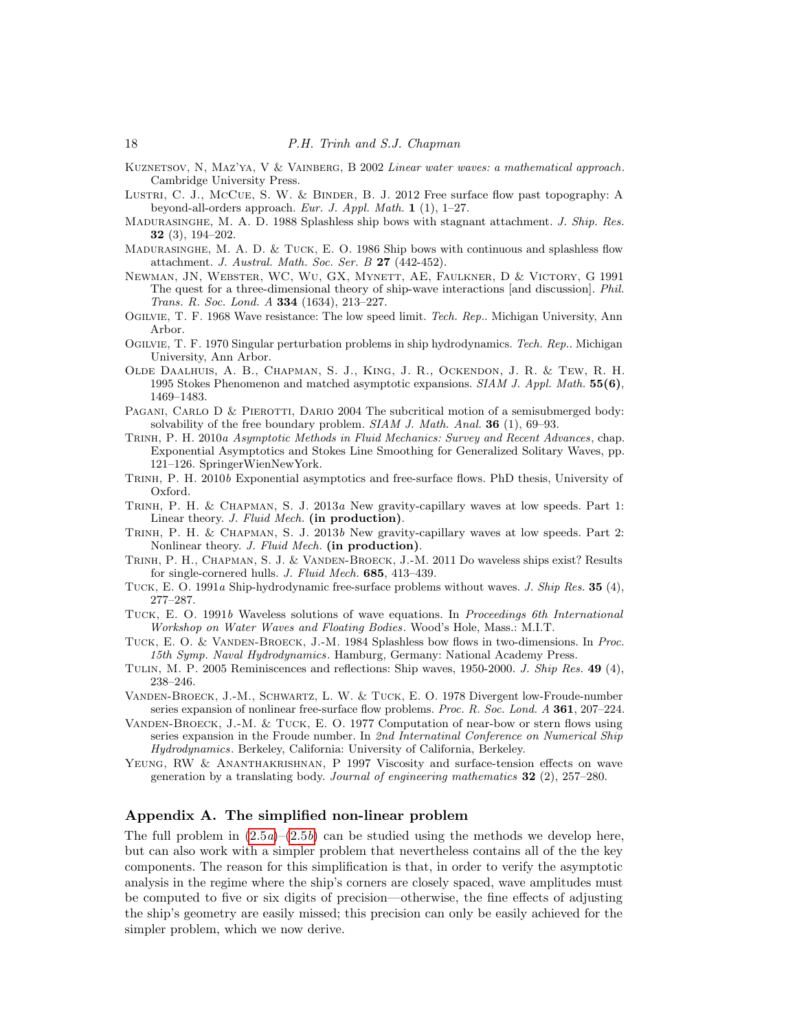Kuznetsov, N, Maz'ya, V & Vainberg, B 2002 *Linear water waves: a mathematical approach*. Cambridge University Press.

Lustri, C. J., McCue, S. W. & Binder, B. J. 2012 Free surface flow past topography: A beyond-all-orders approach. *Eur. J. Appl. Math.* **1** (1), 1–27.

Madurasinghe, M. A. D. 1988 Splashless ship bows with stagnant attachment. *J. Ship. Res.* **32** (3), 194–202.

Madurasinghe, M. A. D. & Tuck, E. O. 1986 Ship bows with continuous and splashless flow attachment. *J. Austral. Math. Soc. Ser. B* **27** (442-452).

Newman, JN, Webster, WC, Wu, GX, Mynett, AE, Faulkner, D & Victory, G 1991 The quest for a three-dimensional theory of ship-wave interactions [and discussion]. *Phil. Trans. R. Soc. Lond. A* **334** (1634), 213–227.

Ogilvie, T. F. 1968 Wave resistance: The low speed limit. *Tech. Rep.*. Michigan University, Ann Arbor.

Ogilvie, T. F. 1970 Singular perturbation problems in ship hydrodynamics. *Tech. Rep.*. Michigan University, Ann Arbor.

Olde Daalhuis, A. B., Chapman, S. J., King, J. R., Ockendon, J. R. & Tew, R. H. 1995 Stokes Phenomenon and matched asymptotic expansions. *SIAM J. Appl. Math.* **55(6)**, 1469–1483.

Pagani, Carlo D & Pierotti, Dario 2004 The subcritical motion of a semisubmerged body: solvability of the free boundary problem. *SIAM J. Math. Anal.* **36** (1), 69–93.

Trinh, P. H. 2010*a* *Asymptotic Methods in Fluid Mechanics: Survey and Recent Advances*, chap. Exponential Asymptotics and Stokes Line Smoothing for Generalized Solitary Waves, pp. 121–126. SpringerWienNewYork.

Trinh, P. H. 2010*b* Exponential asymptotics and free-surface flows. PhD thesis, University of Oxford.

Trinh, P. H. & Chapman, S. J. 2013*a* New gravity-capillary waves at low speeds. Part 1: Linear theory. *J. Fluid Mech.* **(in production)**.

Trinh, P. H. & Chapman, S. J. 2013*b* New gravity-capillary waves at low speeds. Part 2: Nonlinear theory. *J. Fluid Mech.* **(in production)**.

Trinh, P. H., Chapman, S. J. & Vanden-Broeck, J.-M. 2011 Do waveless ships exist? Results for single-cornered hulls. *J. Fluid Mech.* **685**, 413–439.

Tuck, E. O. 1991*a* Ship-hydrodynamic free-surface problems without waves. *J. Ship Res.* **35** (4), 277–287.

Tuck, E. O. 1991*b* Waveless solutions of wave equations. In *Proceedings 6th International Workshop on Water Waves and Floating Bodies*. Wood's Hole, Mass.: M.I.T.

Tuck, E. O. & Vanden-Broeck, J.-M. 1984 Splashless bow flows in two-dimensions. In *Proc. 15th Symp. Naval Hydrodynamics*. Hamburg, Germany: National Academy Press.

Tulin, M. P. 2005 Reminiscences and reflections: Ship waves, 1950-2000. *J. Ship Res.* **49** (4), 238–246.

Vanden-Broeck, J.-M., Schwartz, L. W. & Tuck, E. O. 1978 Divergent low-Froude-number series expansion of nonlinear free-surface flow problems. *Proc. R. Soc. Lond. A* **361**, 207–224.

Vanden-Broeck, J.-M. & Tuck, E. O. 1977 Computation of near-bow or stern flows using series expansion in the Froude number. In *2nd Internatinal Conference on Numerical Ship Hydrodynamics*. Berkeley, California: University of California, Berkeley.

Yeung, RW & Ananthakrishnan, P 1997 Viscosity and surface-tension effects on wave generation by a translating body. *Journal of engineering mathematics* **32** (2), 257–280.

## Appendix A. The simplified non-linear problem

The full problem in (2.5*a*)–(2.5*b*) can be studied using the methods we develop here, but can also work with a simpler problem that nevertheless contains all of the the key components. The reason for this simplification is that, in order to verify the asymptotic analysis in the regime where the ship's corners are closely spaced, wave amplitudes must be computed to five or six digits of precision—otherwise, the fine effects of adjusting the ship's geometry are easily missed; this precision can only be easily achieved for the simpler problem, which we now derive.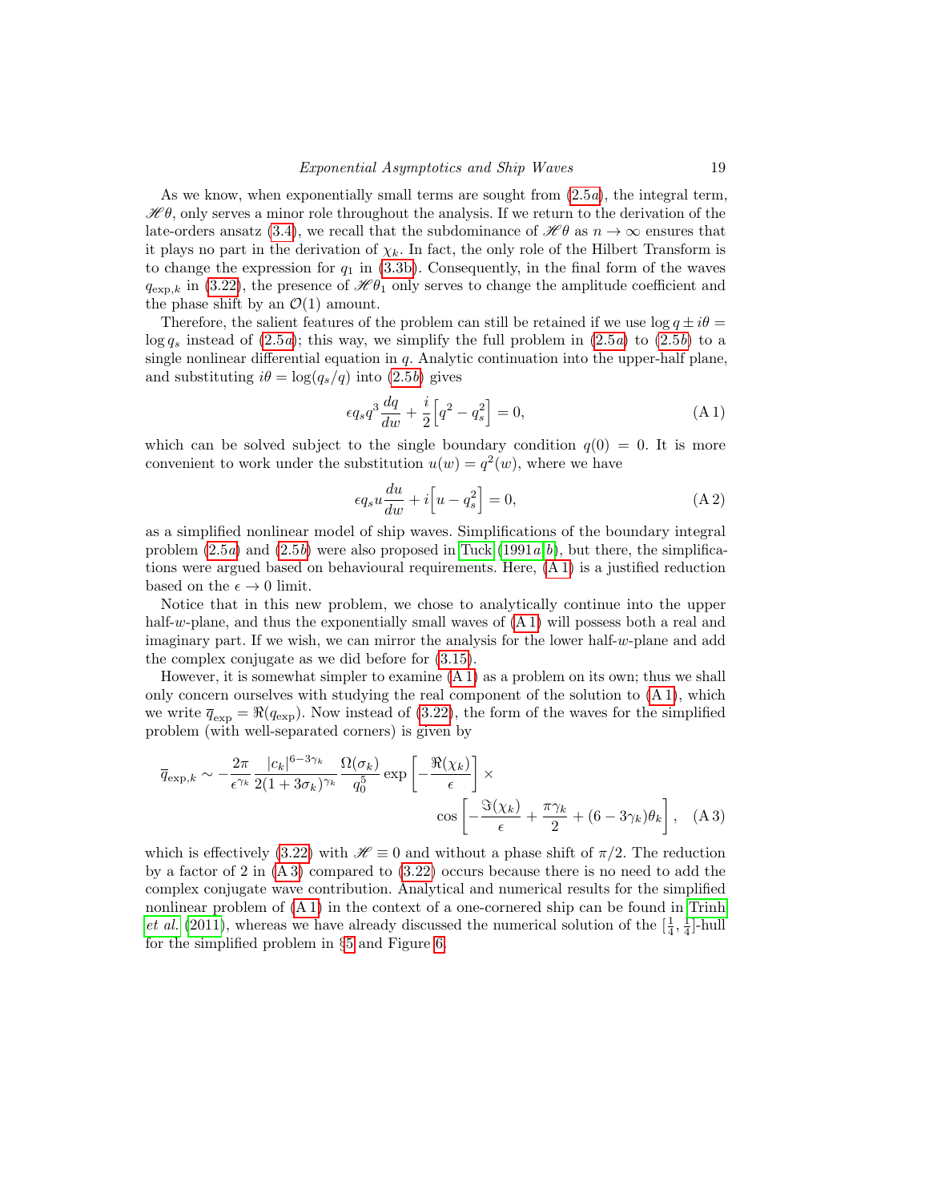As we know, when exponentially small terms are sought from (2.5$a$), the integral term, $\mathscr{H}\theta$, only serves a minor role throughout the analysis. If we return to the derivation of the late-orders ansatz (3.4), we recall that the subdominance of $\mathscr{H}\theta$ as $n \to \infty$ ensures that it plays no part in the derivation of $\chi_k$. In fact, the only role of the Hilbert Transform is to change the expression for $q_1$ in (3.3b). Consequently, in the final form of the waves $q_{\text{exp},k}$ in (3.22), the presence of $\mathscr{H}\theta_1$ only serves to change the amplitude coefficient and the phase shift by an $\mathcal{O}(1)$ amount.

Therefore, the salient features of the problem can still be retained if we use $\log q \pm i\theta = \log q_s$ instead of (2.5$a$); this way, we simplify the full problem in (2.5$a$) to (2.5$b$) to a single nonlinear differential equation in $q$. Analytic continuation into the upper-half plane, and substituting $i\theta = \log(q_s/q)$ into (2.5$b$) gives

$$\epsilon q_s q^3 \frac{dq}{dw} + \frac{i}{2}\Big[q^2 - q_s^2\Big] = 0, \tag{A 1}$$

which can be solved subject to the single boundary condition $q(0) = 0$. It is more convenient to work under the substitution $u(w) = q^2(w)$, where we have

$$\epsilon q_s u \frac{du}{dw} + i\Big[u - q_s^2\Big] = 0, \tag{A 2}$$

as a simplified nonlinear model of ship waves. Simplifications of the boundary integral problem (2.5$a$) and (2.5$b$) were also proposed in Tuck (1991$a$,$b$), but there, the simplifications were argued based on behavioural requirements. Here, (A 1) is a justified reduction based on the $\epsilon \to 0$ limit.

Notice that in this new problem, we chose to analytically continue into the upper half-$w$-plane, and thus the exponentially small waves of (A 1) will possess both a real and imaginary part. If we wish, we can mirror the analysis for the lower half-$w$-plane and add the complex conjugate as we did before for (3.15).

However, it is somewhat simpler to examine (A 1) as a problem on its own; thus we shall only concern ourselves with studying the real component of the solution to (A 1), which we write $\overline{q}_{\text{exp}} = \Re(q_{\text{exp}})$. Now instead of (3.22), the form of the waves for the simplified problem (with well-separated corners) is given by

$$\overline{q}_{\text{exp},k} \sim -\frac{2\pi}{\epsilon^{\gamma_k}} \frac{|c_k|^{6-3\gamma_k}}{2(1+3\sigma_k)^{\gamma_k}} \frac{\Omega(\sigma_k)}{q_0^5} \exp\left[-\frac{\Re(\chi_k)}{\epsilon}\right] \times \cos\left[-\frac{\Im(\chi_k)}{\epsilon} + \frac{\pi\gamma_k}{2} + (6-3\gamma_k)\theta_k\right], \tag{A 3}$$

which is effectively (3.22) with $\mathscr{H} \equiv 0$ and without a phase shift of $\pi/2$. The reduction by a factor of 2 in (A 3) compared to (3.22) occurs because there is no need to add the complex conjugate wave contribution. Analytical and numerical results for the simplified nonlinear problem of (A 1) in the context of a one-cornered ship can be found in Trinh *et al.* (2011), whereas we have already discussed the numerical solution of the $[\frac{1}{4}, \frac{1}{4}]$-hull for the simplified problem in §5 and Figure 6.